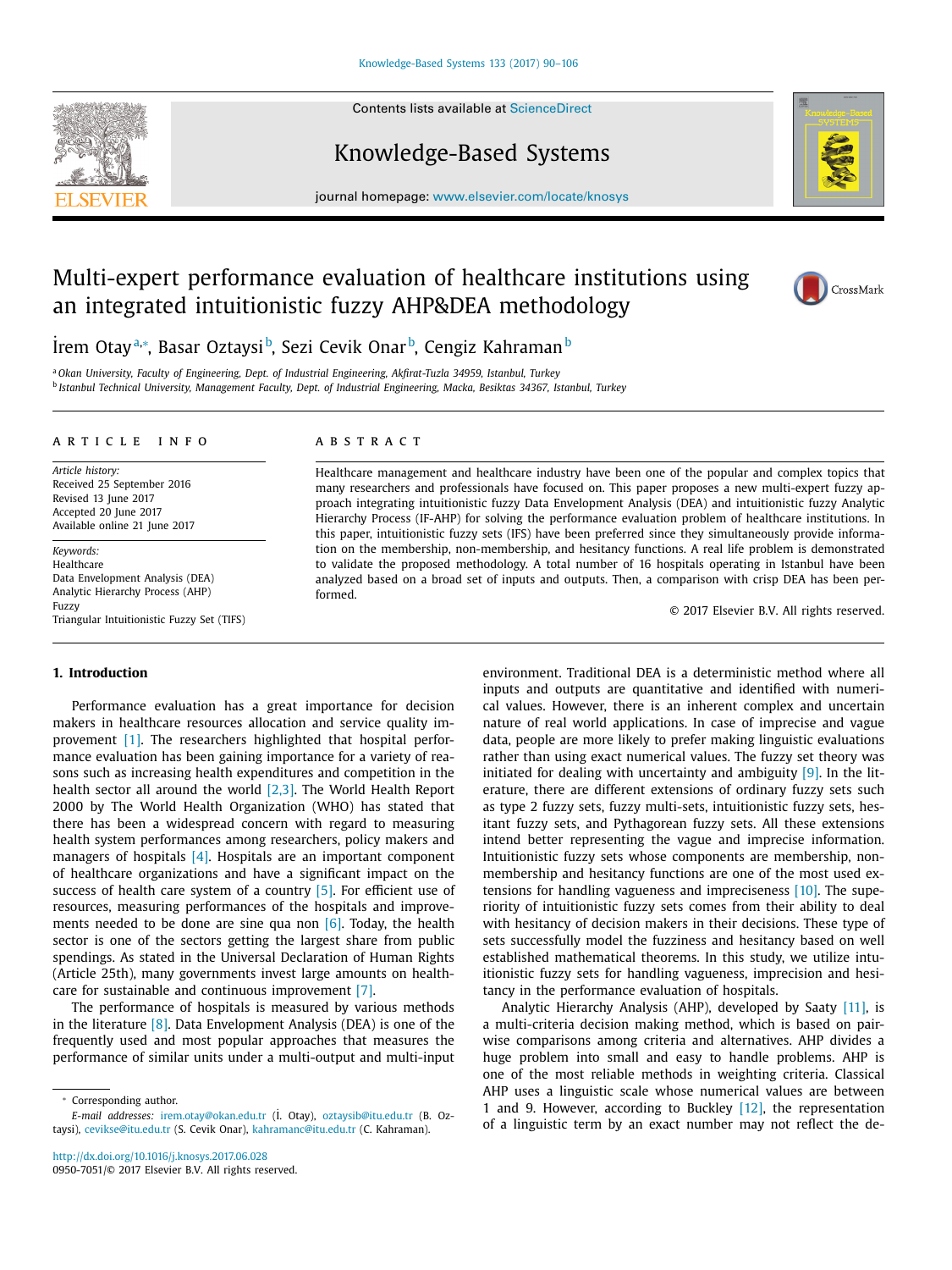Contents lists available at ScienceDirect

# Knowledge-Based Systems

journal homepage: www.elsevier.com/locate/knosys

# Multi-expert performance evaluation of healthcare institutions using an integrated intuitionistic fuzzy AHP&DEA methodology

İrem Otay[a,*], Basar Oztaysi[b], Sezi Cevik Onar[b], Cengiz Kahraman[b]

[a] Okan University, Faculty of Engineering, Dept. of Industrial Engineering, Akfirat-Tuzla 34959, Istanbul, Turkey
[b] Istanbul Technical University, Management Faculty, Dept. of Industrial Engineering, Macka, Besiktas 34367, Istanbul, Turkey

## ARTICLE INFO

*Article history:*
Received 25 September 2016
Revised 13 June 2017
Accepted 20 June 2017
Available online 21 June 2017

*Keywords:*
Healthcare
Data Envelopment Analysis (DEA)
Analytic Hierarchy Process (AHP)
Fuzzy
Triangular Intuitionistic Fuzzy Set (TIFS)

## ABSTRACT

Healthcare management and healthcare industry have been one of the popular and complex topics that many researchers and professionals have focused on. This paper proposes a new multi-expert fuzzy approach integrating intuitionistic fuzzy Data Envelopment Analysis (DEA) and intuitionistic fuzzy Analytic Hierarchy Process (IF-AHP) for solving the performance evaluation problem of healthcare institutions. In this paper, intuitionistic fuzzy sets (IFS) have been preferred since they simultaneously provide information on the membership, non-membership, and hesitancy functions. A real life problem is demonstrated to validate the proposed methodology. A total number of 16 hospitals operating in Istanbul have been analyzed based on a broad set of inputs and outputs. Then, a comparison with crisp DEA has been performed.

© 2017 Elsevier B.V. All rights reserved.

## 1. Introduction

Performance evaluation has a great importance for decision makers in healthcare resources allocation and service quality improvement [1]. The researchers highlighted that hospital performance evaluation has been gaining importance for a variety of reasons such as increasing health expenditures and competition in the health sector all around the world [2,3]. The World Health Report 2000 by The World Health Organization (WHO) has stated that there has been a widespread concern with regard to measuring health system performances among researchers, policy makers and managers of hospitals [4]. Hospitals are an important component of healthcare organizations and have a significant impact on the success of health care system of a country [5]. For efficient use of resources, measuring performances of the hospitals and improvements needed to be done are sine qua non [6]. Today, the health sector is one of the sectors getting the largest share from public spendings. As stated in the Universal Declaration of Human Rights (Article 25th), many governments invest large amounts on healthcare for sustainable and continuous improvement [7].

The performance of hospitals is measured by various methods in the literature [8]. Data Envelopment Analysis (DEA) is one of the frequently used and most popular approaches that measures the performance of similar units under a multi-output and multi-input environment. Traditional DEA is a deterministic method where all inputs and outputs are quantitative and identified with numerical values. However, there is an inherent complex and uncertain nature of real world applications. In case of imprecise and vague data, people are more likely to prefer making linguistic evaluations rather than using exact numerical values. The fuzzy set theory was initiated for dealing with uncertainty and ambiguity [9]. In the literature, there are different extensions of ordinary fuzzy sets such as type 2 fuzzy sets, fuzzy multi-sets, intuitionistic fuzzy sets, hesitant fuzzy sets, and Pythagorean fuzzy sets. All these extensions intend better representing the vague and imprecise information. Intuitionistic fuzzy sets whose components are membership, non-membership and hesitancy functions are one of the most used extensions for handling vagueness and impreciseness [10]. The superiority of intuitionistic fuzzy sets comes from their ability to deal with hesitancy of decision makers in their decisions. These type of sets successfully model the fuzziness and hesitancy based on well established mathematical theorems. In this study, we utilize intuitionistic fuzzy sets for handling vagueness, imprecision and hesitancy in the performance evaluation of hospitals.

Analytic Hierarchy Analysis (AHP), developed by Saaty [11], is a multi-criteria decision making method, which is based on pairwise comparisons among criteria and alternatives. AHP divides a huge problem into small and easy to handle problems. AHP is one of the most reliable methods in weighting criteria. Classical AHP uses a linguistic scale whose numerical values are between 1 and 9. However, according to Buckley [12], the representation of a linguistic term by an exact number may not reflect the de-

* Corresponding author.
*E-mail addresses:* irem.otay@okan.edu.tr (İ. Otay), oztaysib@itu.edu.tr (B. Oztaysi), cevikse@itu.edu.tr (S. Cevik Onar), kahramanc@itu.edu.tr (C. Kahraman).

http://dx.doi.org/10.1016/j.knosys.2017.06.028
0950-7051/© 2017 Elsevier B.V. All rights reserved.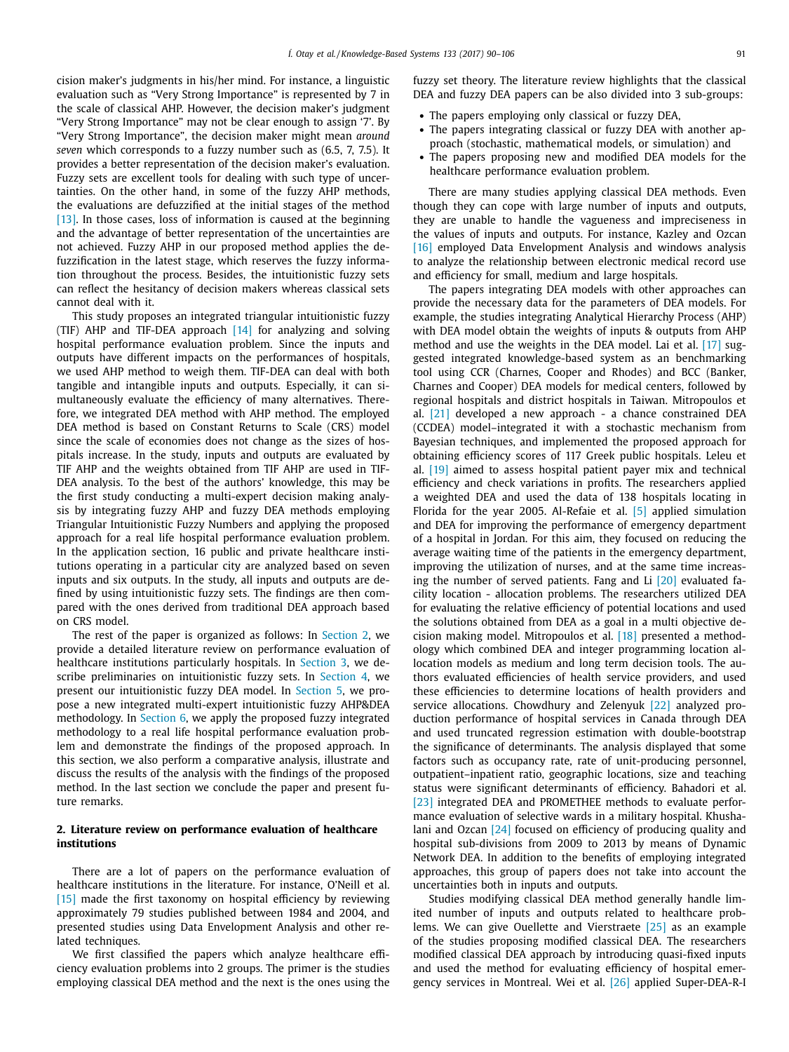cision maker's judgments in his/her mind. For instance, a linguistic evaluation such as "Very Strong Importance" is represented by 7 in the scale of classical AHP. However, the decision maker's judgment "Very Strong Importance" may not be clear enough to assign '7'. By "Very Strong Importance", the decision maker might mean *around seven* which corresponds to a fuzzy number such as (6.5, 7, 7.5). It provides a better representation of the decision maker's evaluation. Fuzzy sets are excellent tools for dealing with such type of uncertainties. On the other hand, in some of the fuzzy AHP methods, the evaluations are defuzzified at the initial stages of the method [13]. In those cases, loss of information is caused at the beginning and the advantage of better representation of the uncertainties are not achieved. Fuzzy AHP in our proposed method applies the defuzzification in the latest stage, which reserves the fuzzy information throughout the process. Besides, the intuitionistic fuzzy sets can reflect the hesitancy of decision makers whereas classical sets cannot deal with it.

This study proposes an integrated triangular intuitionistic fuzzy (TIF) AHP and TIF-DEA approach [14] for analyzing and solving hospital performance evaluation problem. Since the inputs and outputs have different impacts on the performances of hospitals, we used AHP method to weigh them. TIF-DEA can deal with both tangible and intangible inputs and outputs. Especially, it can simultaneously evaluate the efficiency of many alternatives. Therefore, we integrated DEA method with AHP method. The employed DEA method is based on Constant Returns to Scale (CRS) model since the scale of economies does not change as the sizes of hospitals increase. In the study, inputs and outputs are evaluated by TIF AHP and the weights obtained from TIF AHP are used in TIF-DEA analysis. To the best of the authors' knowledge, this may be the first study conducting a multi-expert decision making analysis by integrating fuzzy AHP and fuzzy DEA methods employing Triangular Intuitionistic Fuzzy Numbers and applying the proposed approach for a real life hospital performance evaluation problem. In the application section, 16 public and private healthcare institutions operating in a particular city are analyzed based on seven inputs and six outputs. In the study, all inputs and outputs are defined by using intuitionistic fuzzy sets. The findings are then compared with the ones derived from traditional DEA approach based on CRS model.

The rest of the paper is organized as follows: In Section 2, we provide a detailed literature review on performance evaluation of healthcare institutions particularly hospitals. In Section 3, we describe preliminaries on intuitionistic fuzzy sets. In Section 4, we present our intuitionistic fuzzy DEA model. In Section 5, we propose a new integrated multi-expert intuitionistic fuzzy AHP&DEA methodology. In Section 6, we apply the proposed fuzzy integrated methodology to a real life hospital performance evaluation problem and demonstrate the findings of the proposed approach. In this section, we also perform a comparative analysis, illustrate and discuss the results of the analysis with the findings of the proposed method. In the last section we conclude the paper and present future remarks.

## 2. Literature review on performance evaluation of healthcare institutions

There are a lot of papers on the performance evaluation of healthcare institutions in the literature. For instance, O'Neill et al. [15] made the first taxonomy on hospital efficiency by reviewing approximately 79 studies published between 1984 and 2004, and presented studies using Data Envelopment Analysis and other related techniques.

We first classified the papers which analyze healthcare efficiency evaluation problems into 2 groups. The primer is the studies employing classical DEA method and the next is the ones using the fuzzy set theory. The literature review highlights that the classical DEA and fuzzy DEA papers can be also divided into 3 sub-groups:

- The papers employing only classical or fuzzy DEA,
- The papers integrating classical or fuzzy DEA with another approach (stochastic, mathematical models, or simulation) and
- The papers proposing new and modified DEA models for the healthcare performance evaluation problem.

There are many studies applying classical DEA methods. Even though they can cope with large number of inputs and outputs, they are unable to handle the vagueness and impreciseness in the values of inputs and outputs. For instance, Kazley and Ozcan [16] employed Data Envelopment Analysis and windows analysis to analyze the relationship between electronic medical record use and efficiency for small, medium and large hospitals.

The papers integrating DEA models with other approaches can provide the necessary data for the parameters of DEA models. For example, the studies integrating Analytical Hierarchy Process (AHP) with DEA model obtain the weights of inputs & outputs from AHP method and use the weights in the DEA model. Lai et al. [17] suggested integrated knowledge-based system as an benchmarking tool using CCR (Charnes, Cooper and Rhodes) and BCC (Banker, Charnes and Cooper) DEA models for medical centers, followed by regional hospitals and district hospitals in Taiwan. Mitropoulos et al. [21] developed a new approach - a chance constrained DEA (CCDEA) model–integrated it with a stochastic mechanism from Bayesian techniques, and implemented the proposed approach for obtaining efficiency scores of 117 Greek public hospitals. Leleu et al. [19] aimed to assess hospital patient payer mix and technical efficiency and check variations in profits. The researchers applied a weighted DEA and used the data of 138 hospitals locating in Florida for the year 2005. Al-Refaie et al. [5] applied simulation and DEA for improving the performance of emergency department of a hospital in Jordan. For this aim, they focused on reducing the average waiting time of the patients in the emergency department, improving the utilization of nurses, and at the same time increasing the number of served patients. Fang and Li [20] evaluated facility location - allocation problems. The researchers utilized DEA for evaluating the relative efficiency of potential locations and used the solutions obtained from DEA as a goal in a multi objective decision making model. Mitropoulos et al. [18] presented a methodology which combined DEA and integer programming location allocation models as medium and long term decision tools. The authors evaluated efficiencies of health service providers, and used these efficiencies to determine locations of health providers and service allocations. Chowdhury and Zelenyuk [22] analyzed production performance of hospital services in Canada through DEA and used truncated regression estimation with double-bootstrap the significance of determinants. The analysis displayed that some factors such as occupancy rate, rate of unit-producing personnel, outpatient–inpatient ratio, geographic locations, size and teaching status were significant determinants of efficiency. Bahadori et al. [23] integrated DEA and PROMETHEE methods to evaluate performance evaluation of selective wards in a military hospital. Khushalani and Ozcan [24] focused on efficiency of producing quality and hospital sub-divisions from 2009 to 2013 by means of Dynamic Network DEA. In addition to the benefits of employing integrated approaches, this group of papers does not take into account the uncertainties both in inputs and outputs.

Studies modifying classical DEA method generally handle limited number of inputs and outputs related to healthcare problems. We can give Ouellette and Vierstraete [25] as an example of the studies proposing modified classical DEA. The researchers modified classical DEA approach by introducing quasi-fixed inputs and used the method for evaluating efficiency of hospital emergency services in Montreal. Wei et al. [26] applied Super-DEA-R-I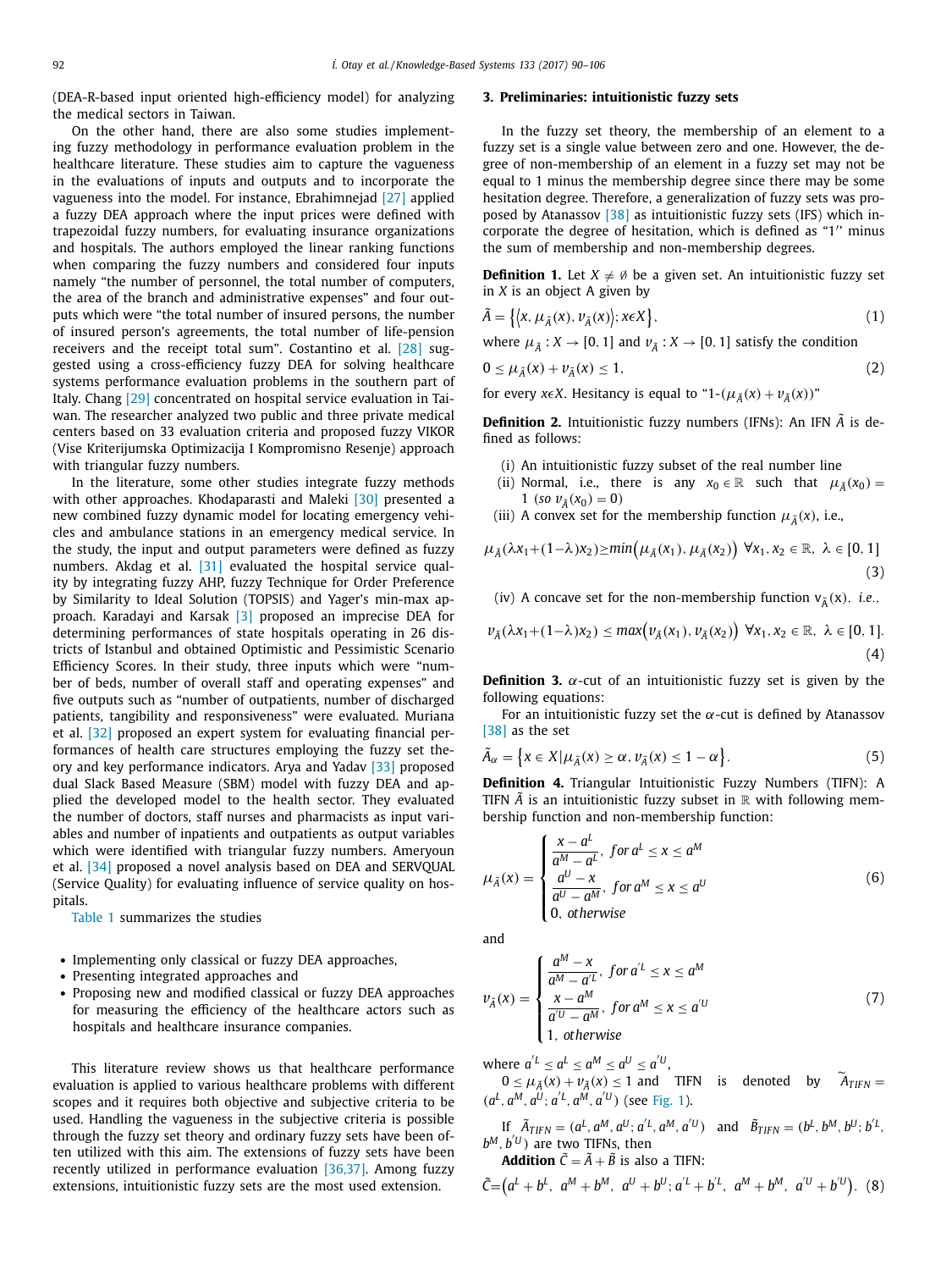(DEA-R-based input oriented high-efficiency model) for analyzing the medical sectors in Taiwan.

On the other hand, there are also some studies implementing fuzzy methodology in performance evaluation problem in the healthcare literature. These studies aim to capture the vagueness in the evaluations of inputs and outputs and to incorporate the vagueness into the model. For instance, Ebrahimnejad [27] applied a fuzzy DEA approach where the input prices were defined with trapezoidal fuzzy numbers, for evaluating insurance organizations and hospitals. The authors employed the linear ranking functions when comparing the fuzzy numbers and considered four inputs namely "the number of personnel, the total number of computers, the area of the branch and administrative expenses" and four outputs which were "the total number of insured persons, the number of insured person's agreements, the total number of life-pension receivers and the receipt total sum". Costantino et al. [28] suggested using a cross-efficiency fuzzy DEA for solving healthcare systems performance evaluation problems in the southern part of Italy. Chang [29] concentrated on hospital service evaluation in Taiwan. The researcher analyzed two public and three private medical centers based on 33 evaluation criteria and proposed fuzzy VIKOR (Vise Kriterijumska Optimizacija I Kompromisno Resenje) approach with triangular fuzzy numbers.

In the literature, some other studies integrate fuzzy methods with other approaches. Khodaparasti and Maleki [30] presented a new combined fuzzy dynamic model for locating emergency vehicles and ambulance stations in an emergency medical service. In the study, the input and output parameters were defined as fuzzy numbers. Akdag et al. [31] evaluated the hospital service quality by integrating fuzzy AHP, fuzzy Technique for Order Preference by Similarity to Ideal Solution (TOPSIS) and Yager's min-max approach. Karadayi and Karsak [3] proposed an imprecise DEA for determining performances of state hospitals operating in 26 districts of Istanbul and obtained Optimistic and Pessimistic Scenario Efficiency Scores. In their study, three inputs which were "number of beds, number of overall staff and operating expenses" and five outputs such as "number of outpatients, number of discharged patients, tangibility and responsiveness" were evaluated. Muriana et al. [32] proposed an expert system for evaluating financial performances of health care structures employing the fuzzy set theory and key performance indicators. Arya and Yadav [33] proposed dual Slack Based Measure (SBM) model with fuzzy DEA and applied the developed model to the health sector. They evaluated the number of doctors, staff nurses and pharmacists as input variables and number of inpatients and outpatients as output variables which were identified with triangular fuzzy numbers. Ameryoun et al. [34] proposed a novel analysis based on DEA and SERVQUAL (Service Quality) for evaluating influence of service quality on hospitals.

Table 1 summarizes the studies

- Implementing only classical or fuzzy DEA approaches,
- Presenting integrated approaches and
- Proposing new and modified classical or fuzzy DEA approaches for measuring the efficiency of the healthcare actors such as hospitals and healthcare insurance companies.

This literature review shows us that healthcare performance evaluation is applied to various healthcare problems with different scopes and it requires both objective and subjective criteria to be used. Handling the vagueness in the subjective criteria is possible through the fuzzy set theory and ordinary fuzzy sets have been often utilized with this aim. The extensions of fuzzy sets have been recently utilized in performance evaluation [36,37]. Among fuzzy extensions, intuitionistic fuzzy sets are the most used extension.

## 3. Preliminaries: intuitionistic fuzzy sets

In the fuzzy set theory, the membership of an element to a fuzzy set is a single value between zero and one. However, the degree of non-membership of an element in a fuzzy set may not be equal to 1 minus the membership degree since there may be some hesitation degree. Therefore, a generalization of fuzzy sets was proposed by Atanassov [38] as intuitionistic fuzzy sets (IFS) which incorporate the degree of hesitation, which is defined as "1" minus the sum of membership and non-membership degrees.

**Definition 1.** Let $X \neq \emptyset$ be a given set. An intuitionistic fuzzy set in $X$ is an object A given by

$$\tilde{A} = \left\{ \left\langle x, \mu_{\tilde{A}}(x), v_{\tilde{A}}(x) \right\rangle; x \epsilon X \right\}, \tag{1}$$

where $\mu_{\tilde{A}} : X \to [0, 1]$ and $v_{\tilde{A}} : X \to [0, 1]$ satisfy the condition

$$0 \le \mu_{\tilde{A}}(x) + v_{\tilde{A}}(x) \le 1, \tag{2}$$

for every $x \epsilon X$. Hesitancy is equal to "1-($\mu_{\tilde{A}}(x) + v_{\tilde{A}}(x)$)"

**Definition 2.** Intuitionistic fuzzy numbers (IFNs): An IFN $\tilde{A}$ is defined as follows:

(i) An intuitionistic fuzzy subset of the real number line
(ii) Normal, i.e., there is any $x_0 \in \mathbb{R}$ such that $\mu_{\tilde{A}}(x_0) = 1$ (so $v_{\tilde{A}}(x_0) = 0$)
(iii) A convex set for the membership function $\mu_{\tilde{A}}(x)$, i.e.,

$$\mu_{\tilde{A}}(\lambda x_1 + (1-\lambda)x_2) \ge min\left(\mu_{\tilde{A}}(x_1), \mu_{\tilde{A}}(x_2)\right) \ \forall x_1, x_2 \in \mathbb{R}, \ \lambda \in [0, 1] \tag{3}$$

(iv) A concave set for the non-membership function $v_{\tilde{A}}(x)$, *i.e.*,

$$v_{\tilde{A}}(\lambda x_1 + (1-\lambda)x_2) \le max\left(v_{\tilde{A}}(x_1), v_{\tilde{A}}(x_2)\right) \ \forall x_1, x_2 \in \mathbb{R}, \ \lambda \in [0, 1]. \tag{4}$$

**Definition 3.** $\alpha$-cut of an intuitionistic fuzzy set is given by the following equations:

For an intuitionistic fuzzy set the $\alpha$-cut is defined by Atanassov [38] as the set

$$\tilde{A}_\alpha = \left\{ x \in X | \mu_{\tilde{A}}(x) \ge \alpha, v_{\tilde{A}}(x) \le 1 - \alpha \right\}. \tag{5}$$

**Definition 4.** Triangular Intuitionistic Fuzzy Numbers (TIFN): A TIFN $\tilde{A}$ is an intuitionistic fuzzy subset in $\mathbb{R}$ with following membership function and non-membership function:

$$\mu_{\tilde{A}}(x) = \begin{cases} \dfrac{x - a^L}{a^M - a^L}, \ for \, a^L \le x \le a^M \\ \dfrac{a^U - x}{a^U - a^M}, \ for \, a^M \le x \le a^U \\ 0, \ otherwise \end{cases} \tag{6}$$

and

$$v_{\tilde{A}}(x) = \begin{cases} \dfrac{a^M - x}{a^M - a'^L}, \ for \, a'^L \le x \le a^M \\ \dfrac{x - a^M}{a'^U - a^M}, \ for \, a^M \le x \le a'^U \\ 1, \ otherwise \end{cases} \tag{7}$$

where $a'^L \le a^L \le a^M \le a^U \le a'^U$,

$0 \le \mu_{\tilde{A}}(x) + v_{\tilde{A}}(x) \le 1$ and TIFN is denoted by $\widetilde{A}_{TIFN} = (a^L, a^M, a^U; a'^L, a^M, a'^U)$ (see Fig. 1).

If $\tilde{A}_{TIFN} = (a^L, a^M, a^U; a'^L, a^M, a'^U)$ and $\tilde{B}_{TIFN} = (b^L, b^M, b^U; b'^L, b^M, b'^U)$ are two TIFNs, then

**Addition** $\tilde{C} = \tilde{A} + \tilde{B}$ is also a TIFN:

$$\tilde{C} = \left(a^L + b^L, \ a^M + b^M, \ a^U + b^U; a'^L + b'^L, \ a^M + b^M, \ a'^U + b'^U\right). \tag{8}$$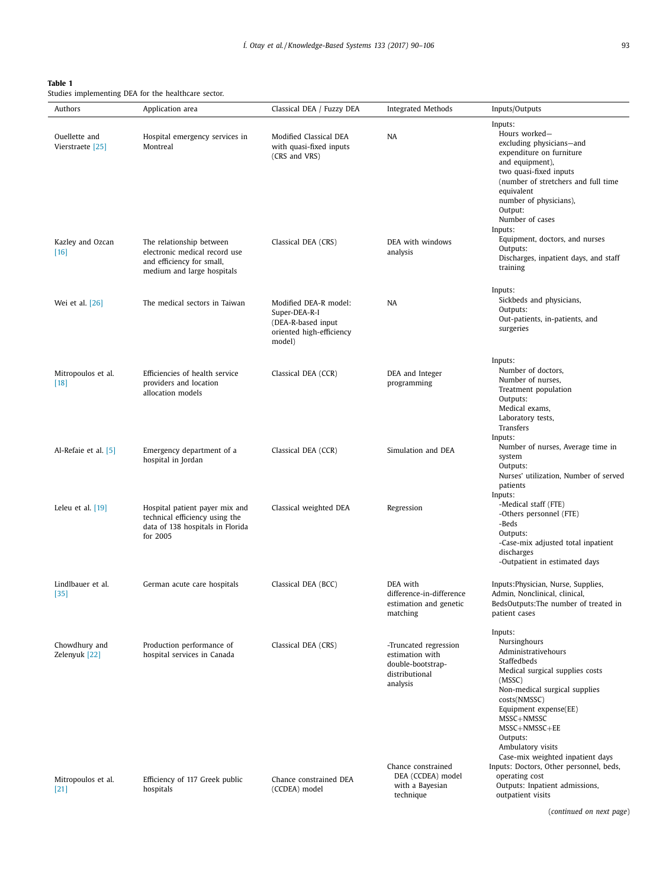**Table 1**
Studies implementing DEA for the healthcare sector.

| Authors | Application area | Classical DEA / Fuzzy DEA | Integrated Methods | Inputs/Outputs |
|---|---|---|---|---|
| Ouellette and Vierstraete [25] | Hospital emergency services in Montreal | Modified Classical DEA with quasi-fixed inputs (CRS and VRS) | NA | Inputs: Hours worked—excluding physicians—and expenditure on furniture and equipment), two quasi-fixed inputs (number of stretchers and full time equivalent number of physicians), Output: Number of cases |
| Kazley and Ozcan [16] | The relationship between electronic medical record use and efficiency for small, medium and large hospitals | Classical DEA (CRS) | DEA with windows analysis | Inputs: Equipment, doctors, and nurses Outputs: Discharges, inpatient days, and staff training |
| Wei et al. [26] | The medical sectors in Taiwan | Modified DEA-R model: Super-DEA-R-I (DEA-R-based input oriented high-efficiency model) | NA | Inputs: Sickbeds and physicians, Outputs: Out-patients, in-patients, and surgeries |
| Mitropoulos et al. [18] | Efficiencies of health service providers and location allocation models | Classical DEA (CCR) | DEA and Integer programming | Inputs: Number of doctors, Number of nurses, Treatment population Outputs: Medical exams, Laboratory tests, Transfers |
| Al-Refaie et al. [5] | Emergency department of a hospital in Jordan | Classical DEA (CCR) | Simulation and DEA | Inputs: Number of nurses, Average time in system Outputs: Nurses' utilization, Number of served patients |
| Leleu et al. [19] | Hospital patient payer mix and technical efficiency using the data of 138 hospitals in Florida for 2005 | Classical weighted DEA | Regression | Inputs: -Medical staff (FTE) -Others personnel (FTE) -Beds Outputs: -Case-mix adjusted total inpatient discharges -Outpatient in estimated days |
| Lindlbauer et al. [35] | German acute care hospitals | Classical DEA (BCC) | DEA with difference-in-difference estimation and genetic matching | Inputs:Physician, Nurse, Supplies, Admin, Nonclinical, clinical, BedsOutputs:The number of treated in patient cases |
| Chowdhury and Zelenyuk [22] | Production performance of hospital services in Canada | Classical DEA (CRS) | -Truncated regression estimation with double-bootstrap-distributional analysis | Inputs: Nursinghours Administrativehours Staffedbeds Medical surgical supplies costs (MSSC) Non-medical surgical supplies costs(NMSSC) Equipment expense(EE) MSSC+NMSSC MSSC+NMSSC+EE Outputs: Ambulatory visits Case-mix weighted inpatient days |
| Mitropoulos et al. [21] | Efficiency of 117 Greek public hospitals | Chance constrained DEA (CCDEA) model | Chance constrained DEA (CCDEA) model with a Bayesian technique | Inputs: Doctors, Other personnel, beds, operating cost Outputs: Inpatient admissions, outpatient visits |

(*continued on next page*)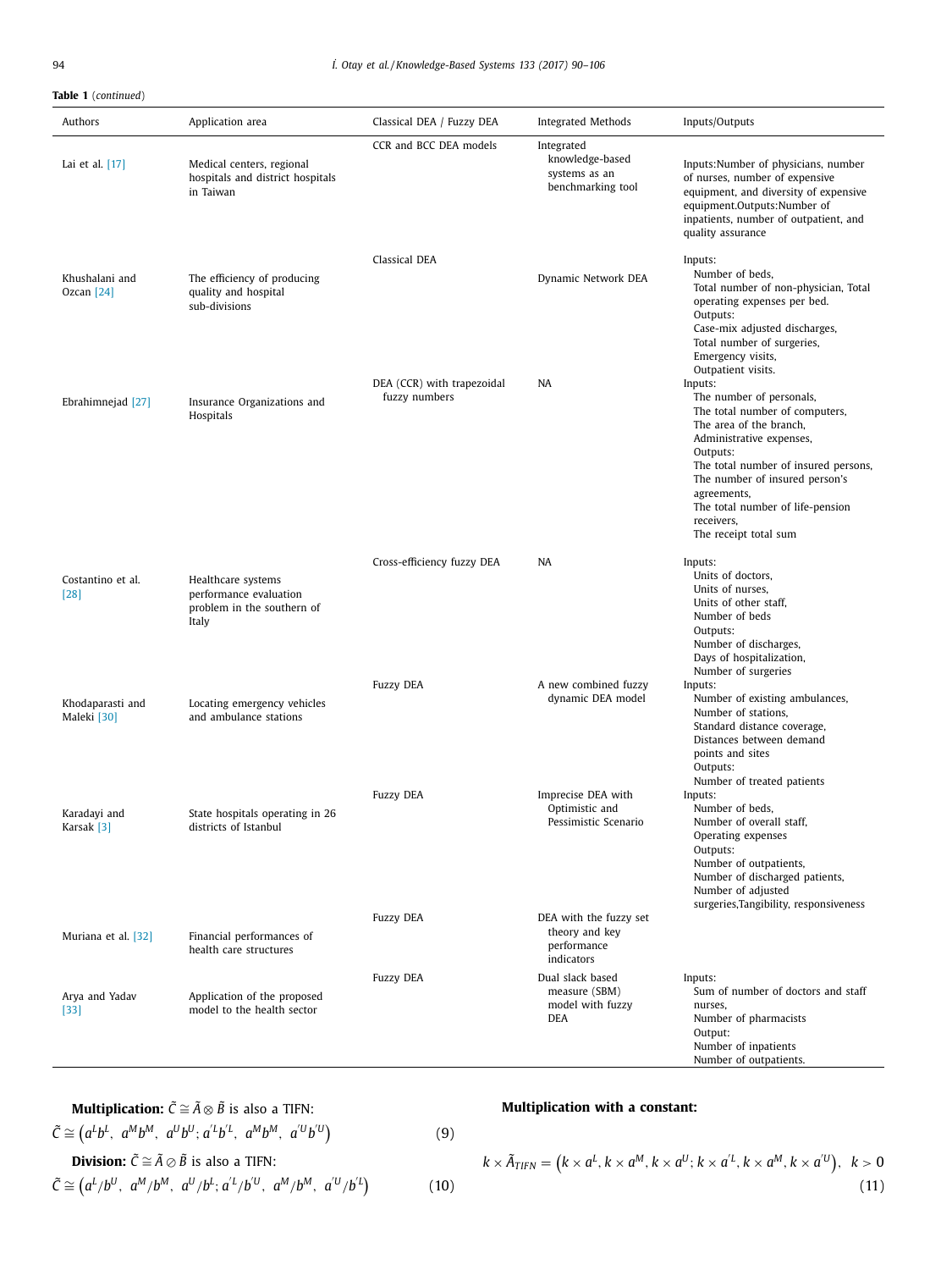**Table 1** (*continued*)

| Authors | Application area | Classical DEA / Fuzzy DEA | Integrated Methods | Inputs/Outputs |
|---|---|---|---|---|
| Lai et al. [17] | Medical centers, regional hospitals and district hospitals in Taiwan | CCR and BCC DEA models | Integrated knowledge-based systems as an benchmarking tool | Inputs:Number of physicians, number of nurses, number of expensive equipment, and diversity of expensive equipment.Outputs:Number of inpatients, number of outpatient, and quality assurance |
| Khushalani and Ozcan [24] | The efficiency of producing quality and hospital sub-divisions | Classical DEA | Dynamic Network DEA | Inputs: Number of beds, Total number of non-physician, Total operating expenses per bed. Outputs: Case-mix adjusted discharges, Total number of surgeries, Emergency visits, Outpatient visits. |
| Ebrahimnejad [27] | Insurance Organizations and Hospitals | DEA (CCR) with trapezoidal fuzzy numbers | NA | Inputs: The number of personals, The total number of computers, The area of the branch, Administrative expenses, Outputs: The total number of insured persons, The number of insured person's agreements, The total number of life-pension receivers, The receipt total sum |
| Costantino et al. [28] | Healthcare systems performance evaluation problem in the southern of Italy | Cross-efficiency fuzzy DEA | NA | Inputs: Units of doctors, Units of nurses, Units of other staff, Number of beds Outputs: Number of discharges, Days of hospitalization, Number of surgeries |
| Khodaparasti and Maleki [30] | Locating emergency vehicles and ambulance stations | Fuzzy DEA | A new combined fuzzy dynamic DEA model | Inputs: Number of existing ambulances, Number of stations, Standard distance coverage, Distances between demand points and sites Outputs: Number of treated patients |
| Karadayi and Karsak [3] | State hospitals operating in 26 districts of Istanbul | Fuzzy DEA | Imprecise DEA with Optimistic and Pessimistic Scenario | Inputs: Number of beds, Number of overall staff, Operating expenses Outputs: Number of outpatients, Number of discharged patients, Number of adjusted surgeries,Tangibility, responsiveness |
| Muriana et al. [32] | Financial performances of health care structures | Fuzzy DEA | DEA with the fuzzy set theory and key performance indicators | |
| Arya and Yadav [33] | Application of the proposed model to the health sector | Fuzzy DEA | Dual slack based measure (SBM) model with fuzzy DEA | Inputs: Sum of number of doctors and staff nurses, Number of pharmacists Output: Number of inpatients Number of outpatients. |

**Multiplication:** $\tilde{C} \cong \tilde{A} \otimes \tilde{B}$ is also a TIFN:

$$\tilde{C} \cong \left(a^L b^L,\ a^M b^M,\ a^U b^U; a^{'L} b^{'L},\ a^M b^M,\ a^{'U} b^{'U}\right) \tag{9}$$

**Division:** $\tilde{C} \cong \tilde{A} \oslash \tilde{B}$ is also a TIFN:

$$\tilde{C} \cong \left(a^L / b^U,\ a^M / b^M,\ a^U / b^L; a^{'L} / b^{'U},\ a^M / b^M,\ a^{'U} / b^{'L}\right) \tag{10}$$

**Multiplication with a constant:**

$$k \times \tilde{A}_{TIFN} = \left(k \times a^L, k \times a^M, k \times a^U; k \times a^{'L}, k \times a^M, k \times a^{'U}\right),\ \ k > 0 \tag{11}$$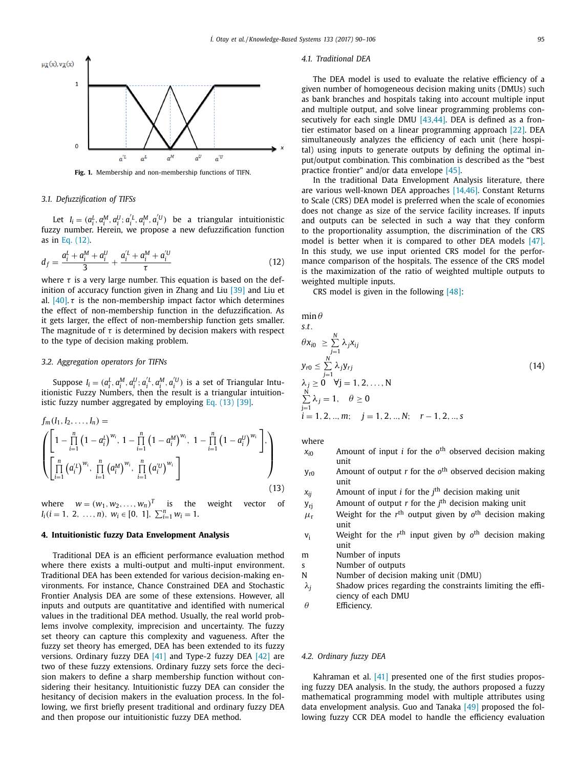Fig. 1. Membership and non-membership functions of TIFN.

### 3.1. Defuzzification of TIFSs

Let $I_i = (a_i^L, a_i^M, a_i^U; a_i^{'L}, a_i^M, a_i^{'U})$ be a triangular intuitionistic fuzzy number. Herein, we propose a new defuzzification function as in Eq. (12).

$$d_f = \frac{a_i^L + a_i^M + a_i^U}{3} + \frac{a_i^{'L} + a_i^M + a_i^{'U}}{\tau} \tag{12}$$

where $\tau$ is a very large number. This equation is based on the definition of accuracy function given in Zhang and Liu [39] and Liu et al. [40]. $\tau$ is the non-membership impact factor which determines the effect of non-membership function in the defuzzification. As it gets larger, the effect of non-membership function gets smaller. The magnitude of $\tau$ is determined by decision makers with respect to the type of decision making problem.

### 3.2. Aggregation operators for TIFNs

Suppose $I_i = (a_i^L, a_i^M, a_i^U; a_i^{'L}, a_i^M, a_i^{'U})$ is a set of Triangular Intuitionistic Fuzzy Numbers, then the result is a triangular intuitionistic fuzzy number aggregated by employing Eq. (13) [39].

$$f_m(I_1, I_2, \ldots, I_n) = \left( \begin{array}{l} \left[ 1 - \prod_{i=1}^{n} \left(1 - a_i^L\right)^{w_i},\ 1 - \prod_{i=1}^{n} \left(1 - a_i^M\right)^{w_i},\ 1 - \prod_{i=1}^{n} \left(1 - a_i^U\right)^{w_i} \right], \\ \left[ \prod_{i=1}^{n} \left(a_i^{'L}\right)^{w_i},\ \prod_{i=1}^{n} \left(a_i^M\right)^{w_i},\ \prod_{i=1}^{n} \left(a_i^{'U}\right)^{w_i} \right] \end{array} \right) \tag{13}$$

where $w = (w_1, w_2, \ldots, w_n)^T$ is the weight vector of $I_i (i = 1,\ 2,\ \ldots, n)$, $w_i \in [0,\ 1]$, $\sum_{i=1}^{n} w_i = 1$.

## 4. Intuitionistic fuzzy Data Envelopment Analysis

Traditional DEA is an efficient performance evaluation method where there exists a multi-output and multi-input environment. Traditional DEA has been extended for various decision-making environments. For instance, Chance Constrained DEA and Stochastic Frontier Analysis DEA are some of these extensions. However, all inputs and outputs are quantitative and identified with numerical values in the traditional DEA method. Usually, the real world problems involve complexity, imprecision and uncertainty. The fuzzy set theory can capture this complexity and vagueness. After the fuzzy set theory has emerged, DEA has been extended to its fuzzy versions. Ordinary fuzzy DEA [41] and Type-2 fuzzy DEA [42] are two of these fuzzy extensions. Ordinary fuzzy sets force the decision makers to define a sharp membership function without considering their hesitancy. Intuitionistic fuzzy DEA can consider the hesitancy of decision makers in the evaluation process. In the following, we first briefly present traditional and ordinary fuzzy DEA and then propose our intuitionistic fuzzy DEA method.

### 4.1. Traditional DEA

The DEA model is used to evaluate the relative efficiency of a given number of homogeneous decision making units (DMUs) such as bank branches and hospitals taking into account multiple input and multiple output, and solve linear programming problems consecutively for each single DMU [43,44]. DEA is defined as a frontier estimator based on a linear programming approach [22]. DEA simultaneously analyzes the efficiency of each unit (here hospital) using inputs to generate outputs by defining the optimal input/output combination. This combination is described as the "best practice frontier" and/or data envelope [45].

In the traditional Data Envelopment Analysis literature, there are various well-known DEA approaches [14,46]. Constant Returns to Scale (CRS) DEA model is preferred when the scale of economies does not change as size of the service facility increases. If inputs and outputs can be selected in such a way that they conform to the proportionality assumption, the discrimination of the CRS model is better when it is compared to other DEA models [47]. In this study, we use input oriented CRS model for the performance comparison of the hospitals. The essence of the CRS model is the maximization of the ratio of weighted multiple outputs to weighted multiple inputs.

CRS model is given in the following [48]:

$$\begin{aligned} & \min \theta \\ & s.t. \\ & \theta x_{i0} \ \geq \sum_{j=1}^{N} \lambda_j x_{ij} \\ & y_{r0} \leq \sum_{j=1}^{N} \lambda_j y_{rj} \\ & \lambda_j \geq 0 \quad \forall j = 1, 2, \ldots, N \\ & \sum_{j=1}^{N} \lambda_j = 1, \quad \theta \geq 0 \\ & i = 1, 2, .., m; \quad j = 1, 2, .., N; \quad r - 1, 2, .., s \end{aligned} \tag{14}$$

where

- $x_{i0}$ — Amount of input $i$ for the $o^{th}$ observed decision making unit
- $y_{r0}$ — Amount of output $r$ for the $o^{th}$ observed decision making unit
- $x_{ij}$ — Amount of input $i$ for the $j^{th}$ decision making unit
- $y_{rj}$ — Amount of output $r$ for the $j^{th}$ decision making unit
- $\mu_r$ — Weight for the $r^{th}$ output given by $o^{th}$ decision making unit
- $v_i$ — Weight for the $r^{th}$ input given by $o^{th}$ decision making unit
- m — Number of inputs
- s — Number of outputs
- N — Number of decision making unit (DMU)
- $\lambda_j$ — Shadow prices regarding the constraints limiting the efficiency of each DMU
- $\theta$ — Efficiency.

### 4.2. Ordinary fuzzy DEA

Kahraman et al. [41] presented one of the first studies proposing fuzzy DEA analysis. In the study, the authors proposed a fuzzy mathematical programming model with multiple attributes using data envelopment analysis. Guo and Tanaka [49] proposed the following fuzzy CCR DEA model to handle the efficiency evaluation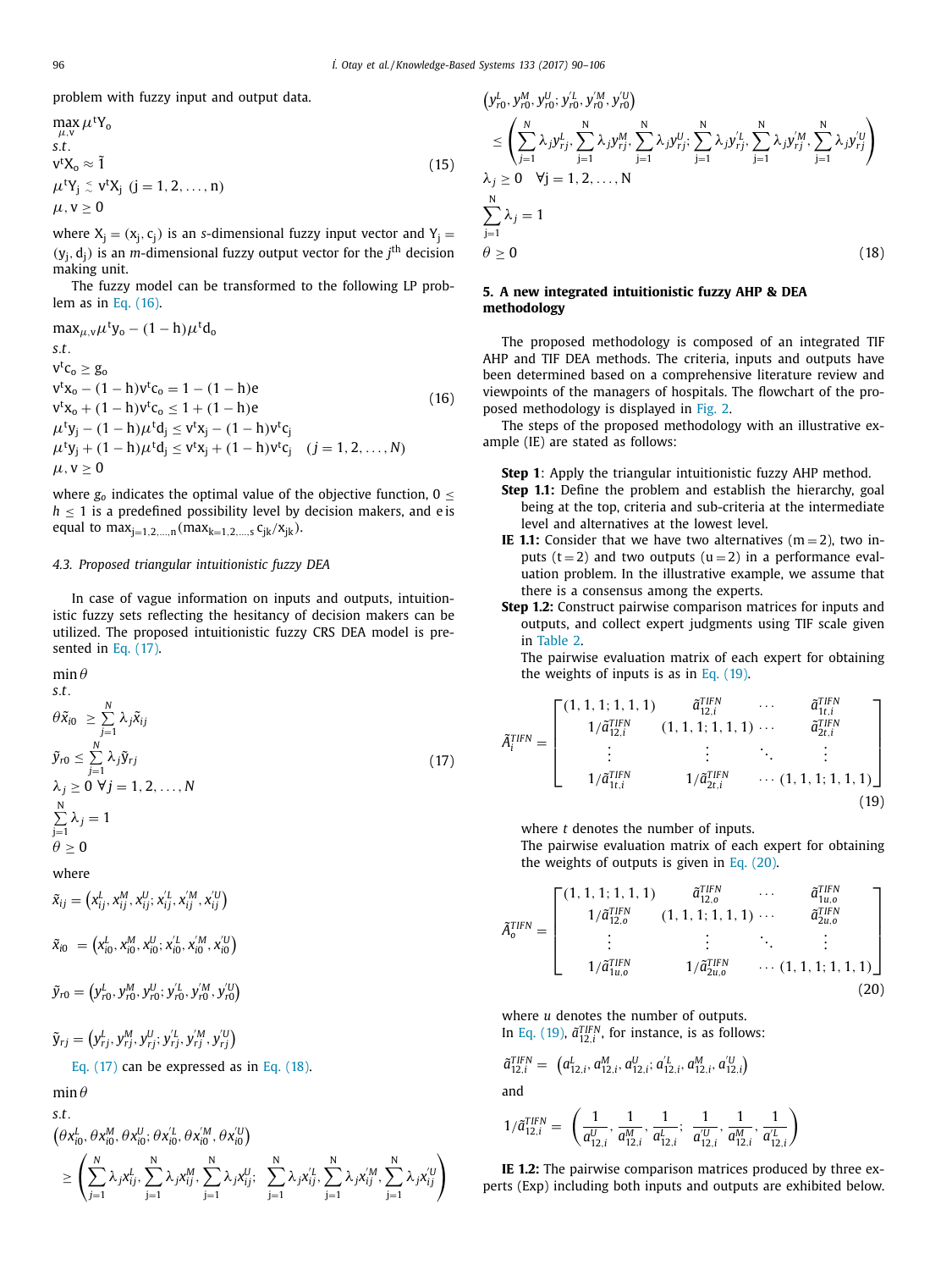problem with fuzzy input and output data.

$$
\begin{aligned}
&\max_{\mu,v} \mu^t Y_o \\
&s.t. \\
&v^t X_o \approx \tilde{1} \\
&\mu^t Y_j \precsim v^t X_j \ (j = 1, 2, \ldots, n) \\
&\mu, v \geq 0
\end{aligned} \tag{15}
$$

where $X_j = (x_j, c_j)$ is an *s*-dimensional fuzzy input vector and $Y_j = (y_j, d_j)$ is an *m*-dimensional fuzzy output vector for the $j^{th}$ decision making unit.

The fuzzy model can be transformed to the following LP problem as in Eq. (16).

$$
\begin{aligned}
&\max_{\mu,v} \mu^t y_o - (1-h)\mu^t d_o \\
&s.t. \\
&v^t c_o \geq g_o \\
&v^t x_o - (1-h) v^t c_o = 1 - (1-h)e \\
&v^t x_o + (1-h) v^t c_o \leq 1 + (1-h)e \\
&\mu^t y_j - (1-h)\mu^t d_j \leq v^t x_j - (1-h) v^t c_j \\
&\mu^t y_j + (1-h)\mu^t d_j \leq v^t x_j + (1-h) v^t c_j \quad (j = 1, 2, \ldots, N) \\
&\mu, v \geq 0
\end{aligned} \tag{16}
$$

where $g_o$ indicates the optimal value of the objective function, $0 \leq h \leq 1$ is a predefined possibility level by decision makers, and e is equal to $\max_{j=1,2,\ldots,n}(\max_{k=1,2,\ldots,s} c_{jk}/x_{jk})$.

### 4.3. Proposed triangular intuitionistic fuzzy DEA

In case of vague information on inputs and outputs, intuitionistic fuzzy sets reflecting the hesitancy of decision makers can be utilized. The proposed intuitionistic fuzzy CRS DEA model is presented in Eq. (17).

$$
\begin{aligned}
&\min \theta \\
&s.t. \\
&\theta \tilde{x}_{i0} \geq \sum_{j=1}^{N} \lambda_j \tilde{x}_{ij} \\
&\tilde{y}_{r0} \leq \sum_{j=1}^{N} \lambda_j \tilde{y}_{rj} \\
&\lambda_j \geq 0 \ \forall j = 1, 2, \ldots, N \\
&\sum_{j=1}^{N} \lambda_j = 1 \\
&\theta \geq 0
\end{aligned} \tag{17}
$$

where

$$\tilde{x}_{ij} = \left(x_{ij}^L, x_{ij}^M, x_{ij}^U; x_{ij}^{\prime L}, x_{ij}^{\prime M}, x_{ij}^{\prime U}\right)$$

$$\tilde{x}_{i0} = \left(x_{i0}^L, x_{i0}^M, x_{i0}^U; x_{i0}^{\prime L}, x_{i0}^{\prime M}, x_{i0}^{\prime U}\right)$$

$$\tilde{y}_{r0} = \left(y_{r0}^L, y_{r0}^M, y_{r0}^U; y_{r0}^{\prime L}, y_{r0}^{\prime M}, y_{r0}^{\prime U}\right)$$

$$\tilde{y}_{rj} = \left(y_{rj}^L, y_{rj}^M, y_{rj}^U; y_{rj}^{\prime L}, y_{rj}^{\prime M}, y_{rj}^{\prime U}\right)$$

Eq. (17) can be expressed as in Eq. (18).

$$
\begin{aligned}
&\min \theta \\
&s.t. \\
&\left(\theta x_{i0}^L, \theta x_{i0}^M, \theta x_{i0}^U; \theta x_{i0}^{\prime L}, \theta x_{i0}^{\prime M}, \theta x_{i0}^{\prime U}\right) \\
&\quad \geq \left(\sum_{j=1}^{N} \lambda_j x_{ij}^L, \sum_{j=1}^{N} \lambda_j x_{ij}^M, \sum_{j=1}^{N} \lambda_j x_{ij}^U; \sum_{j=1}^{N} \lambda_j x_{ij}^{\prime L}, \sum_{j=1}^{N} \lambda_j x_{ij}^{\prime M}, \sum_{j=1}^{N} \lambda_j x_{ij}^{\prime U}\right) \\
&\left(y_{r0}^L, y_{r0}^M, y_{r0}^U; y_{r0}^{\prime L}, y_{r0}^{\prime M}, y_{r0}^{\prime U}\right) \\
&\quad \leq \left(\sum_{j=1}^{N} \lambda_j y_{rj}^L, \sum_{j=1}^{N} \lambda_j y_{rj}^M, \sum_{j=1}^{N} \lambda_j y_{rj}^U; \sum_{j=1}^{N} \lambda_j y_{rj}^{\prime L}, \sum_{j=1}^{N} \lambda_j y_{rj}^{\prime M}, \sum_{j=1}^{N} \lambda_j y_{rj}^{\prime U}\right) \\
&\lambda_j \geq 0 \quad \forall j = 1, 2, \ldots, N \\
&\sum_{j=1}^{N} \lambda_j = 1 \\
&\theta \geq 0
\end{aligned} \tag{18}
$$

## 5. A new integrated intuitionistic fuzzy AHP & DEA methodology

The proposed methodology is composed of an integrated TIF AHP and TIF DEA methods. The criteria, inputs and outputs have been determined based on a comprehensive literature review and viewpoints of the managers of hospitals. The flowchart of the proposed methodology is displayed in Fig. 2.

The steps of the proposed methodology with an illustrative example (IE) are stated as follows:

**Step 1**: Apply the triangular intuitionistic fuzzy AHP method.

**Step 1.1:** Define the problem and establish the hierarchy, goal being at the top, criteria and sub-criteria at the intermediate level and alternatives at the lowest level.

**IE 1.1:** Consider that we have two alternatives (m = 2), two inputs (t = 2) and two outputs (u = 2) in a performance evaluation problem. In the illustrative example, we assume that there is a consensus among the experts.

**Step 1.2:** Construct pairwise comparison matrices for inputs and outputs, and collect expert judgments using TIF scale given in Table 2.

The pairwise evaluation matrix of each expert for obtaining the weights of inputs is as in Eq. (19).

$$
\tilde{A}_i^{TIFN} = \begin{bmatrix}
(1,1,1;1,1,1) & \tilde{a}_{12,i}^{TIFN} & \cdots & \tilde{a}_{1t,i}^{TIFN} \\
1/\tilde{a}_{12,i}^{TIFN} & (1,1,1;1,1,1) & \cdots & \tilde{a}_{2t,i}^{TIFN} \\
\vdots & \vdots & \ddots & \vdots \\
1/\tilde{a}_{1t,i}^{TIFN} & 1/\tilde{a}_{2t,i}^{TIFN} & \cdots & (1,1,1;1,1,1)
\end{bmatrix} \tag{19}
$$

where $t$ denotes the number of inputs.

The pairwise evaluation matrix of each expert for obtaining the weights of outputs is given in Eq. (20).

$$
\tilde{A}_o^{TIFN} = \begin{bmatrix}
(1,1,1;1,1,1) & \tilde{a}_{12,o}^{TIFN} & \cdots & \tilde{a}_{1u,o}^{TIFN} \\
1/\tilde{a}_{12,o}^{TIFN} & (1,1,1;1,1,1) & \cdots & \tilde{a}_{2u,o}^{TIFN} \\
\vdots & \vdots & \ddots & \vdots \\
1/\tilde{a}_{1u,o}^{TIFN} & 1/\tilde{a}_{2u,o}^{TIFN} & \cdots & (1,1,1;1,1,1)
\end{bmatrix} \tag{20}
$$

where $u$ denotes the number of outputs.

In Eq. (19), $\tilde{a}_{12,i}^{TIFN}$, for instance, is as follows:

$$\tilde{a}_{12,i}^{TIFN} = \left(a_{12,i}^L, a_{12,i}^M, a_{12,i}^U; a_{12,i}^{\prime L}, a_{12,i}^{M}, a_{12,i}^{\prime U}\right)$$

and

$$1/\tilde{a}_{12,i}^{TIFN} = \left(\frac{1}{a_{12,i}^U}, \frac{1}{a_{12,i}^M}, \frac{1}{a_{12,i}^L}; \frac{1}{a_{12,i}^{\prime U}}, \frac{1}{a_{12,i}^M}, \frac{1}{a_{12,i}^{\prime L}}\right)$$

**IE 1.2:** The pairwise comparison matrices produced by three experts (Exp) including both inputs and outputs are exhibited below.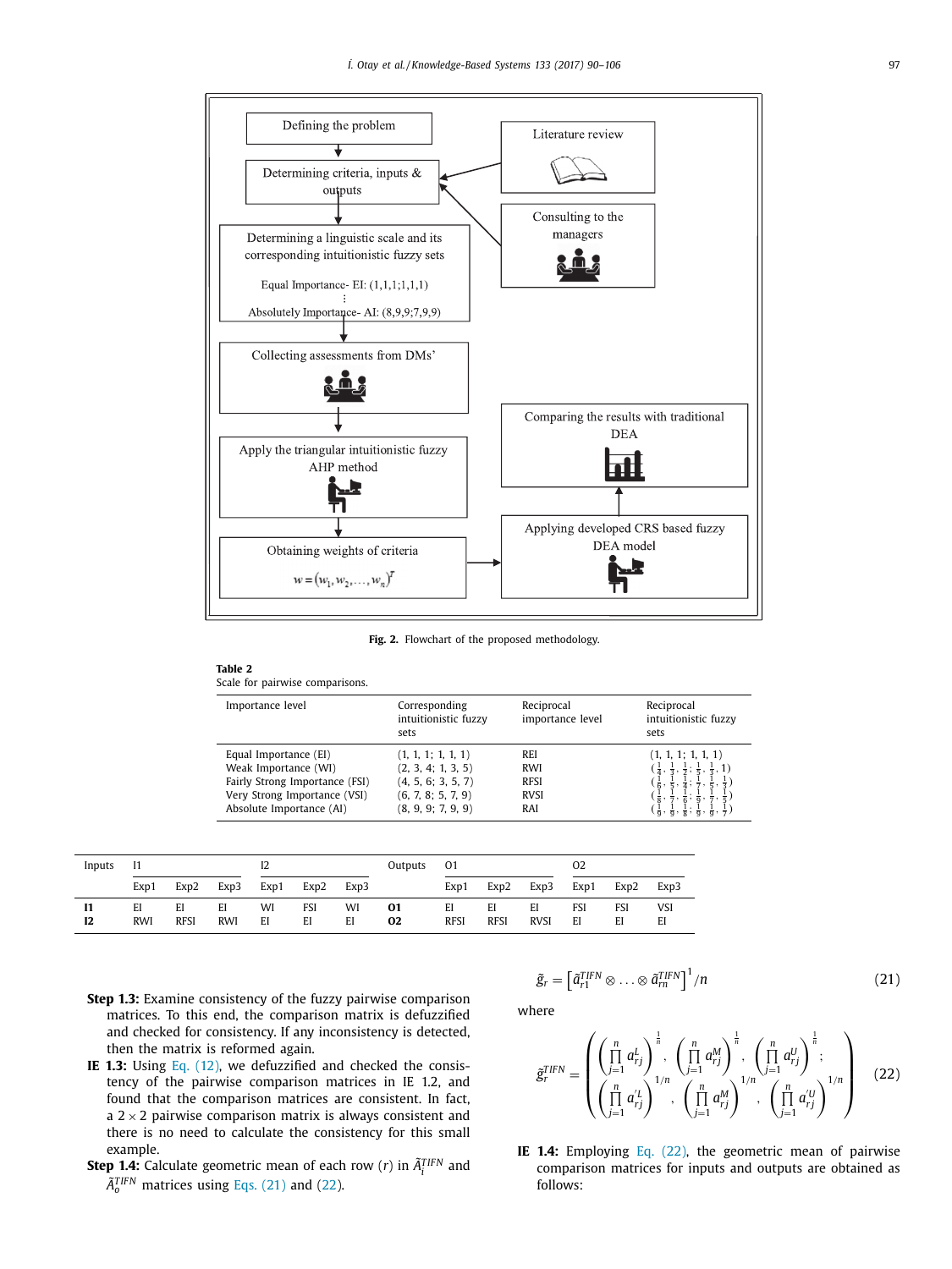Defining the problem

Determining criteria, inputs & outputs

Literature review

Consulting to the managers

Determining a linguistic scale and its corresponding intuitionistic fuzzy sets

Equal Importance- EI: (1,1,1;1,1,1)
⋮
Absolutely Importance- AI: (8,9,9;7,9,9)

Collecting assessments from DMs'

Apply the triangular intuitionistic fuzzy AHP method

Obtaining weights of criteria

$w = (w_1, w_2, \ldots, w_n)^T$

Comparing the results with traditional DEA

Applying developed CRS based fuzzy DEA model

**Fig. 2.** Flowchart of the proposed methodology.

**Table 2**
Scale for pairwise comparisons.

| Importance level | Corresponding intuitionistic fuzzy sets | Reciprocal importance level | Reciprocal intuitionistic fuzzy sets |
|---|---|---|---|
| Equal Importance (EI) | (1, 1, 1; 1, 1, 1) | REI | (1, 1, 1; 1, 1, 1) |
| Weak Importance (WI) | (2, 3, 4; 1, 3, 5) | RWI | $(\frac{1}{4}, \frac{1}{3}, \frac{1}{2}; \frac{1}{5}, \frac{1}{3}, 1)$ |
| Fairly Strong Importance (FSI) | (4, 5, 6; 3, 5, 7) | RFSI | $(\frac{1}{6}, \frac{1}{5}, \frac{1}{4}; \frac{1}{7}, \frac{1}{5}, \frac{1}{3})$ |
| Very Strong Importance (VSI) | (6, 7, 8; 5, 7, 9) | RVSI | $(\frac{1}{8}, \frac{1}{7}, \frac{1}{6}; \frac{1}{9}, \frac{1}{7}, \frac{1}{5})$ |
| Absolute Importance (AI) | (8, 9, 9; 7, 9, 9) | RAI | $(\frac{1}{9}, \frac{1}{9}, \frac{1}{8}; \frac{1}{9}, \frac{1}{9}, \frac{1}{7})$ |

| Inputs | I1 | | | I2 | | | Outputs | O1 | | | O2 | | |
|---|---|---|---|---|---|---|---|---|---|---|---|---|---|
| | Exp1 | Exp2 | Exp3 | Exp1 | Exp2 | Exp3 | | Exp1 | Exp2 | Exp3 | Exp1 | Exp2 | Exp3 |
| **I1** | EI | EI | EI | WI | FSI | WI | **O1** | EI | EI | EI | FSI | FSI | VSI |
| **I2** | RWI | RFSI | RWI | EI | EI | EI | **O2** | RFSI | RFSI | RVSI | EI | EI | EI |

**Step 1.3:** Examine consistency of the fuzzy pairwise comparison matrices. To this end, the comparison matrix is defuzzified and checked for consistency. If any inconsistency is detected, then the matrix is reformed again.

**IE 1.3:** Using Eq. (12), we defuzzified and checked the consistency of the pairwise comparison matrices in IE 1.2, and found that the comparison matrices are consistent. In fact, a $2 \times 2$ pairwise comparison matrix is always consistent and there is no need to calculate the consistency for this small example.

**Step 1.4:** Calculate geometric mean of each row ($r$) in $\tilde{A}_I^{TIFN}$ and $\tilde{A}_O^{TIFN}$ matrices using Eqs. (21) and (22).

$$\tilde{g}_r = \left[\tilde{a}_{r1}^{TIFN} \otimes \ldots \otimes \tilde{a}_{rn}^{TIFN}\right]^1/n \tag{21}$$

where

$$\tilde{g}_r^{TIFN} = \left( \begin{array}{c} \left(\prod_{j=1}^{n} a_{rj}^L\right)^{\frac{1}{n}}, \left(\prod_{j=1}^{n} a_{rj}^M\right)^{\frac{1}{n}}, \left(\prod_{j=1}^{n} a_{rj}^U\right)^{\frac{1}{n}}; \\ \left(\prod_{j=1}^{n} a_{rj}'^L\right)^{1/n}, \left(\prod_{j=1}^{n} a_{rj}^M\right)^{1/n}, \left(\prod_{j=1}^{n} a_{rj}'^U\right)^{1/n} \end{array} \right) \tag{22}$$

**IE 1.4:** Employing Eq. (22), the geometric mean of pairwise comparison matrices for inputs and outputs are obtained as follows: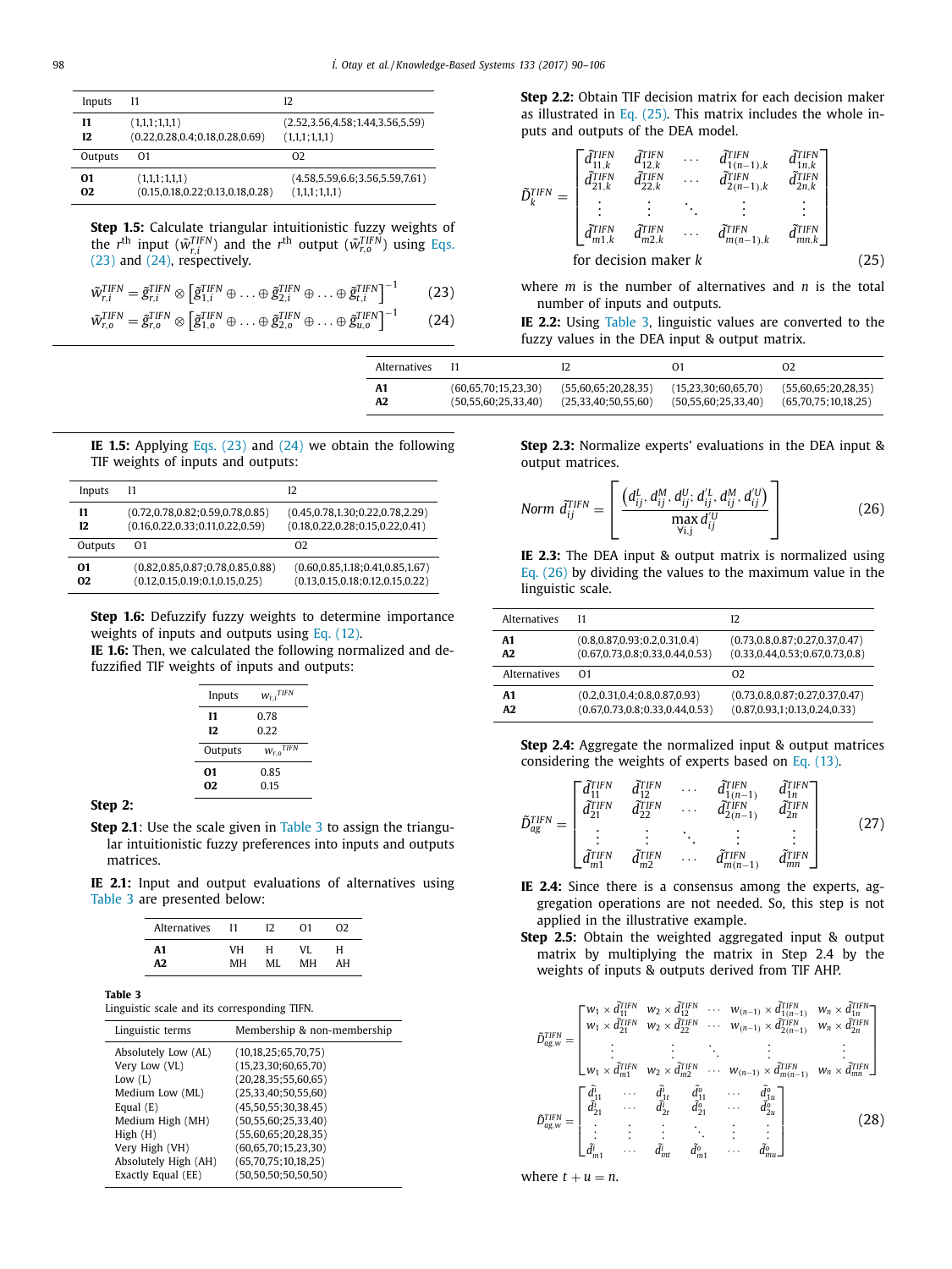| Inputs | I1 | I2 |
|---|---|---|
| **I1** | (1,1,1;1,1,1) | (2.52,3.56,4.58;1.44,3.56,5.59) |
| **I2** | (0.22,0.28,0.4;0.18,0.28,0.69) | (1,1,1;1,1,1) |
| **Outputs** | **O1** | **O2** |
| **O1** | (1,1,1;1,1,1) | (4.58,5.59,6.6;3.56,5.59,7.61) |
| **O2** | (0.15,0.18,0.22;0.13,0.18,0.28) | (1,1,1;1,1,1) |

**Step 1.5:** Calculate triangular intuitionistic fuzzy weights of the $r^{\text{th}}$ input ($\tilde{w}_{r,i}^{TIFN}$) and the $r^{\text{th}}$ output ($\tilde{w}_{r,o}^{TIFN}$) using Eqs. (23) and (24), respectively.

$$\tilde{w}_{r,i}^{TIFN} = \tilde{g}_{r,i}^{TIFN} \otimes \left[\tilde{g}_{1,i}^{TIFN} \oplus \ldots \oplus \tilde{g}_{2,i}^{TIFN} \oplus \ldots \oplus \tilde{g}_{t,i}^{TIFN}\right]^{-1} \tag{23}$$

$$\tilde{w}_{r,o}^{TIFN} = \tilde{g}_{r,o}^{TIFN} \otimes \left[\tilde{g}_{1,o}^{TIFN} \oplus \ldots \oplus \tilde{g}_{2,o}^{TIFN} \oplus \ldots \oplus \tilde{g}_{u,o}^{TIFN}\right]^{-1} \tag{24}$$

**IE 1.5:** Applying Eqs. (23) and (24) we obtain the following TIF weights of inputs and outputs:

| Inputs | I1 | I2 |
|---|---|---|
| **I1** | (0.72,0.78,0.82;0.59,0.78,0.85) | (0.45,0.78,1.30;0.22,0.78,2.29) |
| **I2** | (0.16,0.22,0.33;0.11,0.22,0.59) | (0.18,0.22,0.28;0.15,0.22,0.41) |
| **Outputs** | **O1** | **O2** |
| **O1** | (0.82,0.85,0.87;0.78,0.85,0.88) | (0.60,0.85,1.18;0.41,0.85,1.67) |
| **O2** | (0.12,0.15,0.19;0.1,0.15,0.25) | (0.13,0.15,0.18;0.12,0.15,0.22) |

**Step 1.6:** Defuzzify fuzzy weights to determine importance weights of inputs and outputs using Eq. (12).

**IE 1.6:** Then, we calculated the following normalized and defuzzified TIF weights of inputs and outputs:

| Inputs | $w_{r,i}{}^{TIFN}$ |
|---|---|
| **I1** | 0.78 |
| **I2** | 0.22 |
| **Outputs** | $w_{r,o}{}^{TIFN}$ |
| **O1** | 0.85 |
| **O2** | 0.15 |

**Step 2:**

**Step 2.1**: Use the scale given in Table 3 to assign the triangular intuitionistic fuzzy preferences into inputs and outputs matrices.

**IE 2.1:** Input and output evaluations of alternatives using Table 3 are presented below:

| Alternatives | I1 | I2 | O1 | O2 |
|---|---|---|---|---|
| **A1** | VH | H | VL | H |
| **A2** | MH | ML | MH | AH |

**Table 3**
Linguistic scale and its corresponding TIFN.

| Linguistic terms | Membership & non-membership |
|---|---|
| Absolutely Low (AL) | (10,18,25;65,70,75) |
| Very Low (VL) | (15,23,30;60,65,70) |
| Low (L) | (20,28,35;55,60,65) |
| Medium Low (ML) | (25,33,40;50,55,60) |
| Equal (E) | (45,50,55;30,38,45) |
| Medium High (MH) | (50,55,60;25,33,40) |
| High (H) | (55,60,65;20,28,35) |
| Very High (VH) | (60,65,70;15,23,30) |
| Absolutely High (AH) | (65,70,75;10,18,25) |
| Exactly Equal (EE) | (50,50,50;50,50,50) |

**Step 2.2:** Obtain TIF decision matrix for each decision maker as illustrated in Eq. (25). This matrix includes the whole inputs and outputs of the DEA model.

$$\tilde{D}_k^{TIFN} = \begin{bmatrix} \tilde{d}_{11,k}^{TIFN} & \tilde{d}_{12,k}^{TIFN} & \cdots & \tilde{d}_{1(n-1),k}^{TIFN} & \tilde{d}_{1n,k}^{TIFN} \\ \tilde{d}_{21,k}^{TIFN} & \tilde{d}_{22,k}^{TIFN} & \cdots & \tilde{d}_{2(n-1),k}^{TIFN} & \tilde{d}_{2n,k}^{TIFN} \\ \vdots & \vdots & \ddots & \vdots & \vdots \\ \tilde{d}_{m1,k}^{TIFN} & \tilde{d}_{m2,k}^{TIFN} & \cdots & \tilde{d}_{m(n-1),k}^{TIFN} & \tilde{d}_{mn,k}^{TIFN} \end{bmatrix} \quad \text{for decision maker } k \tag{25}$$

where $m$ is the number of alternatives and $n$ is the total number of inputs and outputs.

**IE 2.2:** Using Table 3, linguistic values are converted to the fuzzy values in the DEA input & output matrix.

| Alternatives | I1 | I2 | O1 | O2 |
|---|---|---|---|---|
| **A1** | (60,65,70;15,23,30) | (55,60,65;20,28,35) | (15,23,30;60,65,70) | (55,60,65;20,28,35) |
| **A2** | (50,55,60;25,33,40) | (25,33,40;50,55,60) | (50,55,60;25,33,40) | (65,70,75;10,18,25) |

**Step 2.3:** Normalize experts' evaluations in the DEA input & output matrices.

$$Norm\ \tilde{d}_{ij}^{TIFN} = \left[\frac{\left(d_{ij}^{L}, d_{ij}^{M}, d_{ij}^{U}; d_{ij}^{\prime L}, d_{ij}^{M}, d_{ij}^{\prime U}\right)}{\max\limits_{\forall i,j} d_{ij}^{\prime U}}\right] \tag{26}$$

**IE 2.3:** The DEA input & output matrix is normalized using Eq. (26) by dividing the values to the maximum value in the linguistic scale.

| Alternatives | I1 | I2 |
|---|---|---|
| **A1** | (0.8,0.87,0.93;0.2,0.31,0.4) | (0.73,0.8,0.87;0.27,0.37,0.47) |
| **A2** | (0.67,0.73,0.8;0.33,0.44,0.53) | (0.33,0.44,0.53;0.67,0.73,0.8) |
| **Alternatives** | **O1** | **O2** |
| **A1** | (0.2,0.31,0.4;0.8,0.87,0.93) | (0.73,0.8,0.87;0.27,0.37,0.47) |
| **A2** | (0.67,0.73,0.8;0.33,0.44,0.53) | (0.87,0.93,1;0.13,0.24,0.33) |

**Step 2.4:** Aggregate the normalized input & output matrices considering the weights of experts based on Eq. (13).

$$\tilde{D}_{ag}^{TIFN} = \begin{bmatrix} \tilde{d}_{11}^{TIFN} & \tilde{d}_{12}^{TIFN} & \cdots & \tilde{d}_{1(n-1)}^{TIFN} & \tilde{d}_{1n}^{TIFN} \\ \tilde{d}_{21}^{TIFN} & \tilde{d}_{22}^{TIFN} & \cdots & \tilde{d}_{2(n-1)}^{TIFN} & \tilde{d}_{2n}^{TIFN} \\ \vdots & \vdots & \ddots & \vdots & \vdots \\ \tilde{d}_{m1}^{TIFN} & \tilde{d}_{m2}^{TIFN} & \cdots & \tilde{d}_{m(n-1)}^{TIFN} & \tilde{d}_{mn}^{TIFN} \end{bmatrix} \tag{27}$$

**IE 2.4:** Since there is a consensus among the experts, aggregation operations are not needed. So, this step is not applied in the illustrative example.

**Step 2.5:** Obtain the weighted aggregated input & output matrix by multiplying the matrix in Step 2.4 by the weights of inputs & outputs derived from TIF AHP.

$$\tilde{D}_{ag,w}^{TIFN} = \begin{bmatrix} w_1 \times \tilde{d}_{11}^{TIFN} & w_2 \times \tilde{d}_{12}^{TIFN} & \cdots & w_{(n-1)} \times \tilde{d}_{1(n-1)}^{TIFN} & w_n \times \tilde{d}_{1n}^{TIFN} \\ w_1 \times \tilde{d}_{21}^{TIFN} & w_2 \times \tilde{d}_{22}^{TIFN} & \cdots & w_{(n-1)} \times \tilde{d}_{2(n-1)}^{TIFN} & w_n \times \tilde{d}_{2n}^{TIFN} \\ \vdots & \vdots & \ddots & \vdots & \vdots \\ w_1 \times \tilde{d}_{m1}^{TIFN} & w_2 \times \tilde{d}_{m2}^{TIFN} & \cdots & w_{(n-1)} \times \tilde{d}_{m(n-1)}^{TIFN} & w_n \times \tilde{d}_{mn}^{TIFN} \end{bmatrix}$$

$$\tilde{D}_{ag,w}^{TIFN} = \begin{bmatrix} \tilde{d}_{11}^{i} & \cdots & \tilde{d}_{1t}^{i} & \tilde{d}_{11}^{o} & \cdots & \tilde{d}_{1u}^{o} \\ \tilde{d}_{21}^{i} & \cdots & \tilde{d}_{2t}^{i} & \tilde{d}_{21}^{o} & \cdots & \tilde{d}_{2u}^{o} \\ \vdots & \vdots & \vdots & \ddots & \vdots & \vdots \\ \tilde{d}_{m1}^{i} & \cdots & \tilde{d}_{mt}^{i} & \tilde{d}_{m1}^{o} & \cdots & \tilde{d}_{mu}^{o} \end{bmatrix} \tag{28}$$

where $t + u = n$.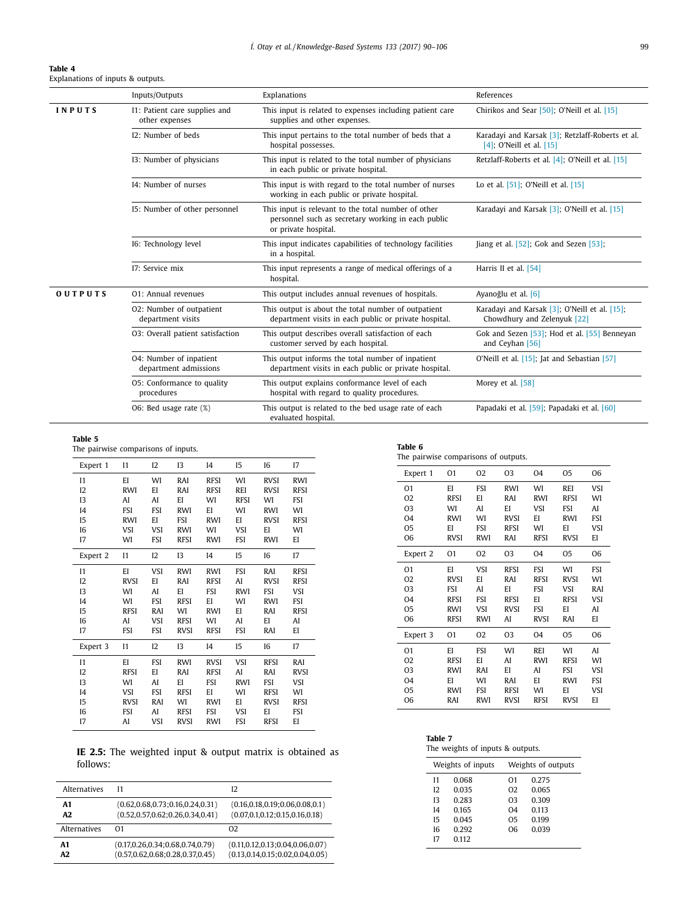**Table 4**
Explanations of inputs & outputs.

| | Inputs/Outputs | Explanations | References |
|---|---|---|---|
| **INPUTS** | I1: Patient care supplies and other expenses | This input is related to expenses including patient care supplies and other expenses. | Chirikos and Sear [50]; O'Neill et al. [15] |
| | I2: Number of beds | This input pertains to the total number of beds that a hospital possesses. | Karadayi and Karsak [3]; Retzlaff-Roberts et al. [4]; O'Neill et al. [15] |
| | I3: Number of physicians | This input is related to the total number of physicians in each public or private hospital. | Retzlaff-Roberts et al. [4]; O'Neill et al. [15] |
| | I4: Number of nurses | This input is with regard to the total number of nurses working in each public or private hospital. | Lo et al. [51]; O'Neill et al. [15] |
| | I5: Number of other personnel | This input is relevant to the total number of other personnel such as secretary working in each public or private hospital. | Karadayi and Karsak [3]; O'Neill et al. [15] |
| | I6: Technology level | This input indicates capabilities of technology facilities in a hospital. | Jiang et al. [52]; Gok and Sezen [53]; |
| | I7: Service mix | This input represents a range of medical offerings of a hospital. | Harris II et al. [54] |
| **OUTPUTS** | O1: Annual revenues | This output includes annual revenues of hospitals. | Ayanoğlu et al. [6] |
| | O2: Number of outpatient department visits | This output is about the total number of outpatient department visits in each public or private hospital. | Karadayi and Karsak [3]; O'Neill et al. [15]; Chowdhury and Zelenyuk [22] |
| | O3: Overall patient satisfaction | This output describes overall satisfaction of each customer served by each hospital. | Gok and Sezen [53]; Hod et al. [55] Benneyan and Ceyhan [56] |
| | O4: Number of inpatient department admissions | This output informs the total number of inpatient department visits in each public or private hospital. | O'Neill et al. [15]; Jat and Sebastian [57] |
| | O5: Conformance to quality procedures | This output explains conformance level of each hospital with regard to quality procedures. | Morey et al. [58] |
| | O6: Bed usage rate (%) | This output is related to the bed usage rate of each evaluated hospital. | Papadaki et al. [59]; Papadaki et al. [60] |

**Table 5**
The pairwise comparisons of inputs.

| Expert 1 | I1 | I2 | I3 | I4 | I5 | I6 | I7 |
|---|---|---|---|---|---|---|---|
| I1 | EI | WI | RAI | RFSI | WI | RVSI | RWI |
| I2 | RWI | EI | RAI | RFSI | REI | RVSI | RFSI |
| I3 | AI | AI | EI | WI | RFSI | WI | FSI |
| I4 | FSI | FSI | RWI | EI | WI | RWI | WI |
| I5 | RWI | EI | FSI | RWI | EI | RVSI | RFSI |
| I6 | VSI | VSI | RWI | WI | VSI | EI | WI |
| I7 | WI | FSI | RFSI | RWI | FSI | RWI | EI |
| **Expert 2** | **I1** | **I2** | **I3** | **I4** | **I5** | **I6** | **I7** |
| I1 | EI | VSI | RWI | RWI | FSI | RAI | RFSI |
| I2 | RVSI | EI | RAI | RFSI | AI | RVSI | RFSI |
| I3 | WI | AI | EI | FSI | RWI | FSI | VSI |
| I4 | WI | FSI | RFSI | EI | WI | RWI | FSI |
| I5 | RFSI | RAI | WI | RWI | EI | RAI | RFSI |
| I6 | AI | VSI | RFSI | WI | AI | EI | AI |
| I7 | FSI | FSI | RVSI | RFSI | FSI | RAI | EI |
| **Expert 3** | **I1** | **I2** | **I3** | **I4** | **I5** | **I6** | **I7** |
| I1 | EI | FSI | RWI | RVSI | VSI | RFSI | RAI |
| I2 | RFSI | EI | RAI | RFSI | AI | RAI | RVSI |
| I3 | WI | AI | EI | FSI | RWI | FSI | VSI |
| I4 | VSI | FSI | RFSI | EI | WI | RFSI | WI |
| I5 | RVSI | RAI | WI | RWI | EI | RVSI | RFSI |
| I6 | FSI | AI | RFSI | FSI | VSI | EI | FSI |
| I7 | AI | VSI | RVSI | RWI | FSI | RFSI | EI |

**Table 6**
The pairwise comparisons of outputs.

| Expert 1 | O1 | O2 | O3 | O4 | O5 | O6 |
|---|---|---|---|---|---|---|
| O1 | EI | FSI | RWI | WI | REI | VSI |
| O2 | RFSI | EI | RAI | RWI | RFSI | WI |
| O3 | WI | AI | EI | VSI | FSI | AI |
| O4 | RWI | WI | RVSI | EI | RWI | FSI |
| O5 | EI | FSI | RFSI | WI | EI | VSI |
| O6 | RVSI | RWI | RAI | RFSI | RVSI | EI |
| **Expert 2** | **O1** | **O2** | **O3** | **O4** | **O5** | **O6** |
| O1 | EI | VSI | RFSI | FSI | WI | FSI |
| O2 | RVSI | EI | RAI | RFSI | RVSI | WI |
| O3 | FSI | AI | EI | FSI | VSI | RAI |
| O4 | RFSI | FSI | RFSI | EI | RFSI | VSI |
| O5 | RWI | VSI | RVSI | FSI | EI | AI |
| O6 | RFSI | RWI | AI | RVSI | RAI | EI |
| **Expert 3** | **O1** | **O2** | **O3** | **O4** | **O5** | **O6** |
| O1 | EI | FSI | WI | REI | WI | AI |
| O2 | RFSI | EI | AI | RWI | RFSI | WI |
| O3 | RWI | RAI | EI | AI | FSI | VSI |
| O4 | EI | WI | RAI | EI | RWI | FSI |
| O5 | RWI | FSI | RFSI | WI | EI | VSI |
| O6 | RAI | RWI | RVSI | RFSI | RVSI | EI |

**IE 2.5:** The weighted input & output matrix is obtained as follows:

| Alternatives | I1 | I2 |
|---|---|---|
| **A1** | (0.62,0.68,0.73;0.16,0.24,0.31) | (0.16,0.18,0.19;0.06,0.08,0.1) |
| **A2** | (0.52,0.57,0.62;0.26,0.34,0.41) | (0.07,0.1,0.12;0.15,0.16,0.18) |
| **Alternatives** | **O1** | **O2** |
| **A1** | (0.17,0.26,0.34;0.68,0.74,0.79) | (0.11,0.12,0.13;0.04,0.06,0.07) |
| **A2** | (0.57,0.62,0.68;0.28,0.37,0.45) | (0.13,0.14,0.15;0.02,0.04,0.05) |

**Table 7**
The weights of inputs & outputs.

| Weights of inputs | | Weights of outputs | |
|---|---|---|---|
| I1 | 0.068 | O1 | 0.275 |
| I2 | 0.035 | O2 | 0.065 |
| I3 | 0.283 | O3 | 0.309 |
| I4 | 0.165 | O4 | 0.113 |
| I5 | 0.045 | O5 | 0.199 |
| I6 | 0.292 | O6 | 0.039 |
| I7 | 0.112 | | |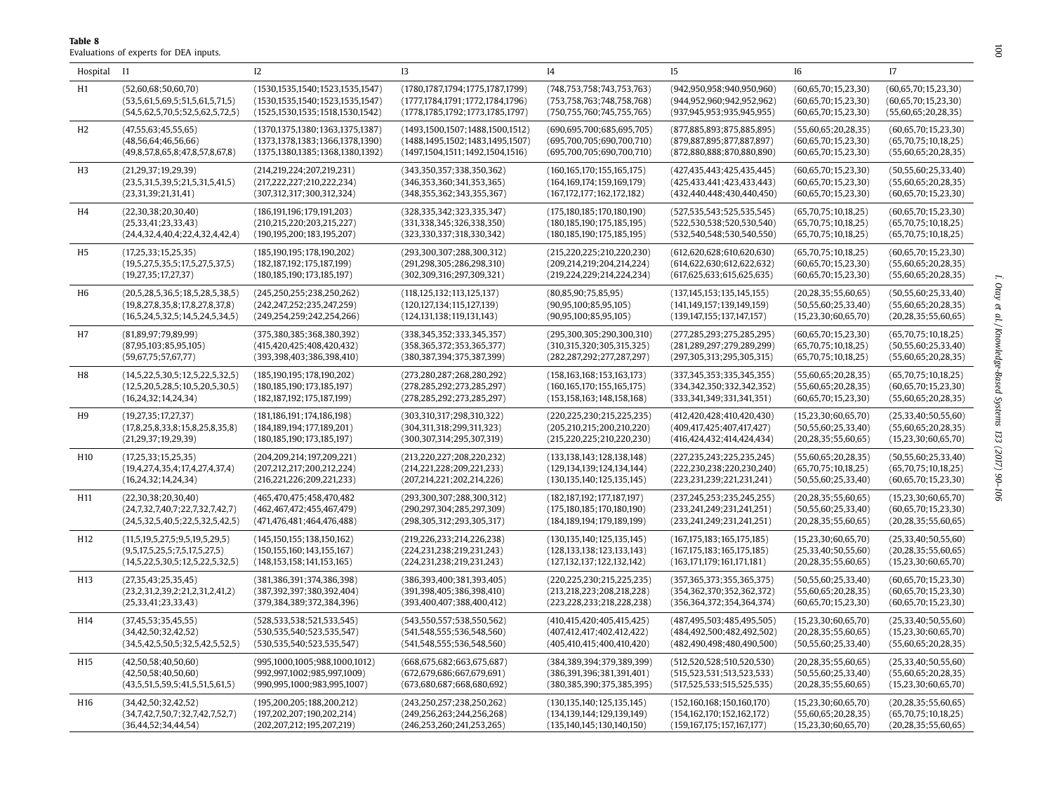**Table 8**
Evaluations of experts for DEA inputs.

| Hospital | I1 | I2 | I3 | I4 | I5 | I6 | I7 |
|---|---|---|---|---|---|---|---|
| H1 | (52,60,68;50,60,70)<br>(53,5,61,5,69,5;51,5,61,5,71,5)<br>(54,5,62,5,70,5;52,5,62,5,72,5) | (1530,1535,1540;1523,1535,1547)<br>(1530,1535,1540;1523,1535,1547)<br>(1525,1530,1535;1518,1530,1542) | (1780,1787,1794;1775,1787,1799)<br>(1777,1784,1791;1772,1784,1796)<br>(1778,1785,1792;1773,1785,1797) | (748,753,758;743,753,763)<br>(753,758,763;748,758,768)<br>(750,755,760;745,755,765) | (942,950,958;940,950,960)<br>(944,952,960;942,952,962)<br>(937,945,953;935,945,955) | (60,65,70;15,23,30)<br>(60,65,70;15,23,30)<br>(60,65,70;15,23,30) | (60,65,70;15,23,30)<br>(60,65,70;15,23,30)<br>(55,60,65;20,28,35) |
| H2 | (47,55,63;45,55,65)<br>(48,56,64;46,56,66)<br>(49,8,57,8,65,8;47,8,57,8,67,8) | (1370,1375,1380;1363,1375,1387)<br>(1373,1378,1383;1366,1378,1390)<br>(1375,1380,1385;1368,1380,1392) | (1493,1500,1507;1488,1500,1512)<br>(1488,1495,1502;1483,1495,1507)<br>(1497,1504,1511;1492,1504,1516) | (690,695,700;685,695,705)<br>(695,700,705;690,700,710)<br>(695,700,705;690,700,710) | (877,885,893;875,885,895)<br>(879,887,895;877,887,897)<br>(872,880,888;870,880,890) | (55,60,65;20,28,35)<br>(60,65,70;15,23,30)<br>(60,65,70;15,23,30) | (60,65,70;15,23,30)<br>(65,70,75;10,18,25)<br>(55,60,65;20,28,35) |
| H3 | (21,29,37;19,29,39)<br>(23,5,31,5,39,5;21,5,31,5,41,5)<br>(23,31,39;21,31,41) | (214,219,224;207,219,231)<br>(217,222,227;210,222,234)<br>(307,312,317;300,312,324) | (343,350,357;338,350,362)<br>(346,353,360;341,353,365)<br>(348,355,362;343,355,367) | (160,165,170;155,165,175)<br>(164,169,174;159,169,179)<br>(167,172,177;162,172,182) | (427,435,443;425,435,445)<br>(425,433,441;423,433,443)<br>(432,440,448;430,440,450) | (60,65,70;15,23,30)<br>(60,65,70;15,23,30)<br>(60,65,70;15,23,30) | (50,55,60;25,33,40)<br>(55,60,65;20,28,35)<br>(60,65,70;15,23,30) |
| H4 | (22,30,38;20,30,40)<br>(25,33,41;23,33,43)<br>(24,4,32,4,40,4;22,4,32,4,42,4) | (186,191,196;179,191,203)<br>(210,215,220;203,215,227)<br>(190,195,200;183,195,207) | (328,335,342;323,335,347)<br>(331,338,345;326,338,350)<br>(323,330,337;318,330,342) | (175,180,185;170,180,190)<br>(180,185,190;175,185,195)<br>(180,185,190;175,185,195) | (527,535,543;525,535,545)<br>(522,530,538;520,530,540)<br>(532,540,548;530,540,550) | (65,70,75;10,18,25)<br>(65,70,75;10,18,25)<br>(65,70,75;10,18,25) | (60,65,70;15,23,30)<br>(65,70,75;10,18,25)<br>(65,70,75;10,18,25) |
| H5 | (17,25,33;15,25,35)<br>(19,5,27,5,35,5;17,5,27,5,37,5)<br>(19,27,35;17,27,37) | (185,190,195;178,190,202)<br>(182,187,192;175,187,199)<br>(180,185,190;173,185,197) | (293,300,307;288,300,312)<br>(291,298,305;286,298,310)<br>(302,309,316;297,309,321) | (215,220,225;210,220,230)<br>(209,214,219;204,214,224)<br>(219,224,229;214,224,234) | (612,620,628;610,620,630)<br>(614,622,630;612,622,632)<br>(617,625,633;615,625,635) | (65,70,75;10,18,25)<br>(60,65,70;15,23,30)<br>(60,65,70;15,23,30) | (60,65,70;15,23,30)<br>(55,60,65;20,28,35)<br>(55,60,65;20,28,35) |
| H6 | (20,5,28,5,36,5;18,5,28,5,38,5)<br>(19,8,27,8,35,8;17,8,27,8,37,8)<br>(16,5,24,5,32,5;14,5,24,5,34,5) | (245,250,255;238,250,262)<br>(242,247,252;235,247,259)<br>(249,254,259;242,254,266) | (118,125,132;113,125,137)<br>(120,127,134;115,127,139)<br>(124,131,138;119,131,143) | (80,85,90;75,85,95)<br>(90,95,100;85,95,105)<br>(90,95,100;85,95,105) | (137,145,153;135,145,155)<br>(141,149,157;139,149,159)<br>(139,147,155;137,147,157) | (20,28,35;55,60,65)<br>(50,55,60;25,33,40)<br>(15,23,30;60,65,70) | (50,55,60;25,33,40)<br>(55,60,65;20,28,35)<br>(20,28,35;55,60,65) |
| H7 | (81,89,97;79,89,99)<br>(87,95,103;85,95,105)<br>(59,67,75;57,67,77) | (375,380,385;368,380,392)<br>(415,420,425;408,420,432)<br>(393,398,403;386,398,410) | (338,345,352;333,345,357)<br>(358,365,372;353,365,377)<br>(380,387,394;375,387,399) | (295,300,305;290,300,310)<br>(310,315,320;305,315,325)<br>(282,287,292;277,287,297) | (277,285,293;275,285,295)<br>(281,289,297;279,289,299)<br>(297,305,313;295,305,315) | (60,65,70;15,23,30)<br>(65,70,75;10,18,25)<br>(65,70,75;10,18,25) | (65,70,75;10,18,25)<br>(50,55,60;25,33,40)<br>(55,60,65;20,28,35) |
| H8 | (14,5,22,5,30,5;12,5,22,5,32,5)<br>(12,5,20,5,28,5;10,5,20,5,30,5)<br>(16,24,32;14,24,34) | (185,190,195;178,190,202)<br>(180,185,190;173,185,197)<br>(182,187,192;175,187,199) | (273,280,287;268,280,292)<br>(278,285,292;273,285,297)<br>(278,285,292;273,285,297) | (158,163,168;153,163,173)<br>(160,165,170;155,165,175)<br>(153,158,163;148,158,168) | (337,345,353;335,345,355)<br>(334,342,350;332,342,352)<br>(333,341,349;331,341,351) | (55,60,65;20,28,35)<br>(55,60,65;20,28,35)<br>(60,65,70;15,23,30) | (65,70,75;10,18,25)<br>(60,65,70;15,23,30)<br>(55,60,65;20,28,35) |
| H9 | (19,27,35;17,27,37)<br>(17,8,25,8,33,8;15,8,25,8,35,8)<br>(21,29,37;19,29,39) | (181,186,191;174,186,198)<br>(184,189,194;177,189,201)<br>(180,185,190;173,185,197) | (303,310,317;298,310,322)<br>(304,311,318;299,311,323)<br>(300,307,314;295,307,319) | (220,225,230;215,225,235)<br>(205,210,215;200,210,220)<br>(215,220,225;210,220,230) | (412,420,428;410,420,430)<br>(409,417,425;407,417,427)<br>(416,424,432;414,424,434) | (15,23,30;60,65,70)<br>(50,55,60;25,33,40)<br>(20,28,35;55,60,65) | (25,33,40;50,55,60)<br>(55,60,65;20,28,35)<br>(15,23,30;60,65,70) |
| H10 | (17,25,33;15,25,35)<br>(19,4,27,4,35,4;17,4,27,4,37,4)<br>(16,24,32;14,24,34) | (204,209,214;197,209,221)<br>(207,212,217;200,212,224)<br>(216,221,226;209,221,233) | (213,220,227;208,220,232)<br>(214,221,228;209,221,233)<br>(207,214,221;202,214,226) | (133,138,143;128,138,148)<br>(129,134,139;124,134,144)<br>(130,135,140;125,135,145) | (227,235,243;225,235,245)<br>(222,230,238;220,230,240)<br>(223,231,239;221,231,241) | (55,60,65;20,28,35)<br>(65,70,75;10,18,25)<br>(50,55,60;25,33,40) | (50,55,60;25,33,40)<br>(65,70,75;10,18,25)<br>(60,65,70;15,23,30) |
| H11 | (22,30,38;20,30,40)<br>(24,7,32,7,40,7;22,7,32,7,42,7)<br>(24,5,32,5,40,5;22,5,32,5,42,5) | (465,470,475;458,470,482<br>(462,467,472;455,467,479)<br>(471,476,481;464,476,488) | (293,300,307;288,300,312)<br>(290,297,304;285,297,309)<br>(298,305,312;293,305,317) | (182,187,192;177,187,197)<br>(175,180,185;170,180,190)<br>(184,189,194;179,189,199) | (237,245,253;235,245,255)<br>(233,241,249;231,241,251)<br>(233,241,249;231,241,251) | (20,28,35;55,60,65)<br>(50,55,60;25,33,40)<br>(20,28,35;55,60,65) | (15,23,30;60,65,70)<br>(60,65,70;15,23,30)<br>(20,28,35;55,60,65) |
| H12 | (11,5,19,5,27,5;9,5,19,5,29,5)<br>(9,5,17,5,25,5;7,5,17,5,27,5)<br>(14,5,22,5,30,5;12,5,22,5,32,5) | (145,150,155;138,150,162)<br>(150,155,160;143,155,167)<br>(148,153,158;141,153,165) | (219,226,233;214,226,238)<br>(224,231,238;219,231,243)<br>(224,231,238;219,231,243) | (130,135,140;125,135,145)<br>(128,133,138;123,133,143)<br>(127,132,137;122,132,142) | (167,175,183;165,175,185)<br>(167,175,183;165,175,185)<br>(163,171,179;161,171,181) | (15,23,30;60,65,70)<br>(25,33,40;50,55,60)<br>(20,28,35;55,60,65) | (25,33,40;50,55,60)<br>(20,28,35;55,60,65)<br>(15,23,30;60,65,70) |
| H13 | (27,35,43;25,35,45)<br>(23,2,31,2,39,2;21,2,31,2,41,2)<br>(25,33,41;23,33,43) | (381,386,391;374,386,398)<br>(387,392,397;380,392,404)<br>(379,384,389;372,384,396) | (386,393,400;381,393,405)<br>(391,398,405;386,398,410)<br>(393,400,407;388,400,412) | (220,225,230;215,225,235)<br>(213,218,223;208,218,228)<br>(223,228,233;218,228,238) | (357,365,373;355,365,375)<br>(354,362,370;352,362,372)<br>(356,364,372;354,364,374) | (50,55,60;25,33,40)<br>(55,60,65;20,28,35)<br>(60,65,70;15,23,30) | (60,65,70;15,23,30)<br>(60,65,70;15,23,30)<br>(60,65,70;15,23,30) |
| H14 | (37,45,53;35,45,55)<br>(34,42,50;32,42,52)<br>(34,5,42,5,50,5;32,5,42,5,52,5) | (528,533,538;521,533,545)<br>(530,535,540;523,535,547)<br>(530,535,540;523,535,547) | (543,550,557;538,550,562)<br>(541,548,555;536,548,560)<br>(541,548,555;536,548,560) | (410,415,420;405,415,425)<br>(407,412,417;402,412,422)<br>(405,410,415;400,410,420) | (487,495,503;485,495,505)<br>(484,492,500;482,492,502)<br>(482,490,498;480,490,500) | (15,23,30;60,65,70)<br>(20,28,35;55,60,65)<br>(50,55,60;25,33,40) | (25,33,40;50,55,60)<br>(15,23,30;60,65,70)<br>(55,60,65;20,28,35) |
| H15 | (42,50,58;40,50,60)<br>(42,50,58;40,50,60)<br>(43,5,51,5,59,5;41,5,51,5,61,5) | (995,1000,1005;988,1000,1012)<br>(992,997,1002;985,997,1009)<br>(990,995,1000;983,995,1007) | (668,675,682;663,675,687)<br>(672,679,686;667,679,691)<br>(673,680,687;668,680,692) | (384,389,394;379,389,399)<br>(386,391,396;381,391,401)<br>(380,385,390;375,385,395) | (512,520,528;510,520,530)<br>(515,523,531;513,523,533)<br>(517,525,533;515,525,535) | (20,28,35;55,60,65)<br>(50,55,60;25,33,40)<br>(20,28,35;55,60,65) | (25,33,40;50,55,60)<br>(55,60,65;20,28,35)<br>(15,23,30;60,65,70) |
| H16 | (34,42,50;32,42,52)<br>(34,7,42,7,50,7;32,7,42,7,52,7)<br>(36,44,52;34,44,54) | (195,200,205;188,200,212)<br>(197,202,207;190,202,214)<br>(202,207,212;195,207,219) | (243,250,257;238,250,262)<br>(249,256,263;244,256,268)<br>(246,253,260;241,253,265) | (130,135,140;125,135,145)<br>(134,139,144;129,139,149)<br>(135,140,145;130,140,150) | (152,160,168;150,160,170)<br>(154,162,170;152,162,172)<br>(159,167,175;157,167,177) | (15,23,30;60,65,70)<br>(55,60,65;20,28,35)<br>(15,23,30;60,65,70) | (20,28,35;55,60,65)<br>(65,70,75;10,18,25)<br>(20,28,35;55,60,65) |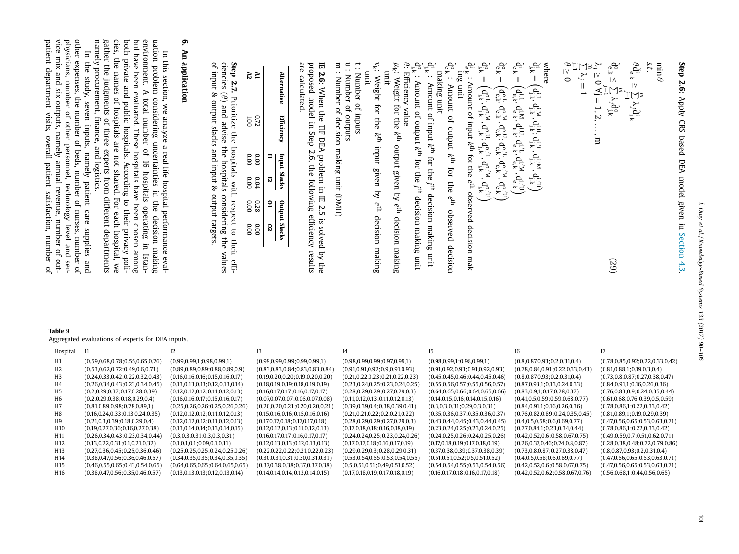**Step 2.6:** Apply CRS based DEA model given in Section 4.3.

$$
\begin{aligned}
&\min \theta \\
&\text{s.t.} \\
&\theta \tilde{d}^{i}_{e,k} \geq \sum_{j=1}^{m} \lambda_j \tilde{d}^{i}_{j,k} \\
&\tilde{d}^{o}_{e,k} \leq \sum_{j=1}^{m} \lambda_j \tilde{d}^{o}_{j,k} \\
&\lambda_j \geq 0 \ \forall j = 1, 2, \ldots, m \\
&\sum_{j=1}^{m} \lambda_j = 1 \\
&\theta \geq 0
\end{aligned}
\tag{29}
$$

where

$\tilde{d}^{i}_{j,k} = \left(d^{i,L}_{j,k}, d^{i,M}_{j,k}, d^{i,U}_{j,k}; d^{i,'L}_{j,k}, d^{i,'M}_{j,k}, d^{i,'U}_{j,k}\right)$

$\tilde{d}^{i}_{e,k} = \left(d^{i,L}_{e,k}, d^{i,M}_{e,k}, d^{i,U}_{e,k}; d^{i,'L}_{e,k}, d^{i,'M}_{e,k}, d^{i,'U}_{e,k}\right)$

$\tilde{d}^{o}_{e,k} = \left(d^{o,L}_{e,k}, d^{o,M}_{e,k}, d^{o,U}_{e,k}; d^{o,'L}_{e,k}, d^{o,'M}_{e,k}, d^{o,'U}_{e,k}\right)$

$\tilde{d}^{o}_{j,k} = \left(d^{o,L}_{j,k}, d^{o,M}_{j,k}, d^{o,U}_{j,k}; d^{o,'L}_{j,k}, d^{o,'M}_{j,k}, d^{o,'U}_{j,k}\right)$

$\tilde{d}^{i}_{e,k}$ : Amount of input $k^{th}$ for the $e^{th}$ observed decision making unit

$\tilde{d}^{o}_{e,k}$ : Amount of output $k^{th}$ for the $e^{th}$ observed decision making unit

$\tilde{d}^{i}_{j,k}$ : Amount of input $k^{th}$ for the $j^{th}$ decision making unit

$\tilde{d}^{o}_{j,k}$ : Amount of output $k^{th}$ for the $j^{th}$ decision making unit

$\theta$: Efficiency value

$\mu_k$: Weight for the $k^{th}$ output given by $e^{th}$ decision making unit

$v_k$: Weight for the $k^{th}$ input given by $e^{th}$ decision making unit

t : Number of inputs

u : Number of outputs

m : Number of decision making unit (DMU)

**IE 2.6:** When the TIF DEA problem in IE 2.5 is solved by the proposed model in Step 2.6, the following efficiency results are calculated.

| Alternative | Efficiency | Input Slacks | | Output Slacks | |
|---|---|---|---|---|---|
| | | I1 | I2 | O1 | O2 |
| A1 | 0.72 | 0.00 | 0.04 | 0.28 | 0.00 |
| A2 | 1.00 | 0.00 | 0.00 | 0.00 | 0.00 |

**Step 2.7:** Prioritize the hospitals with respect to their efficiencies ($\theta$) and advise the hospitals considering the values of input & output slacks and input & output targets.

## 6. An application

In this section, we analyze a real life hospital performance evaluation problem considering uncertainties in the decision making environment. A total number of 16 hospitals operating in Istanbul have been evaluated. These hospitals have been chosen among both private and public hospitals. According to their privacy policies, the names of hospitals are not shared. For each hospital, we gather the judgments of three experts from different departments namely procurement, finance, and logistics.

In the study, seven inputs, namely patient care supplies and other expenses, the number of beds, number of nurses, number of physicians, number of other personnel, technology level and service mix and six outputs, namely annual revenue, number of outpatient department visits, overall patient satisfaction, number of

**Table 9**
Aggregated evaluations of experts for DEA inputs.

| Hospital | I1 | I2 | I3 | I4 | I5 | I6 | I7 |
|---|---|---|---|---|---|---|---|
| H1 | (0.59,0.68,0.78;0.55,0.65,0.76) | (0.99,0.99,1;0.98,0.99,1) | (0.99,0.99,0.99;0.99,0.99,1) | (0.98,0.99,0.99;0.97,0.99,1) | (0.98,0.99,1;0.98,0.99,1) | (0.8,0.87,0.93;0.2,0.31,0.4) | (0.78,0.85,0.92;0.22,0.33,0.42) |
| H2 | (0.53,0.62,0.72;0.49,0.6,0.71) | (0.89,0.89,0.89;0.88,0.89,0.9) | (0.83,0.83,0.84;0.83,0.83,0.84) | (0.91,0.91,0.92;0.9,0.91,0.93) | (0.91,0.92,0.93;0.91,0.92,0.93) | (0.78,0.84,0.91;0.22,0.33,0.43) | (0.81,0.88,1;0.19,0.3,0.4) |
| H3 | (0.24,0.33,0.42;0.22,0.32,0.43) | (0.16,0.16,0.16;0.15,0.16,0.17) | (0.19,0.20,0.20;0.19,0.20,0.20) | (0.21,0.22,0.23;0.21,0.22,0.23) | (0.45,0.45,0.46;0.44,0.45,0.46) | (0.8,0.87,0.93;0.2,0.31,0.4) | (0.73,0.8,0.87;0.27,0.38,0.47) |
| H4 | (0.26,0.34,0.43;0.23,0.34,0.45) | (0.13,0.13,0.13;0.12,0.13,0.14) | (0.18,0.19,0.19;0.18,0.19,0.19) | (0.23,0.24,0.25;0.23,0.24,0.25) | (0.55,0.56,0.57;0.55,0.56,0.57) | (0.87,0.93,1;0.13,0.24,0.33) | (0.84,0.91,1;0.16,0.26,0.36) |
| H5 | (0.2,0.29,0.37;0.17,0.28,0.39) | (0.12,0.12,0.12;0.11,0.12,0.13) | (0.16,0.17,0.17;0.16,0.17,0.17) | (0.28,0.29,0.29;0.27,0.29,0.3) | (0.64,0.65,0.66;0.64,0.65,0.66) | (0.83,0.9,1;0.17,0.28,0.37) | (0.76,0.83,0.9;0.24,0.35,0.44) |
| H6 | (0.2,0.29,0.38;0.18,0.29,0.4) | (0.16,0.16,0.17;0.15,0.16,0.17) | (0.07,0.07,0.07;0.06,0.07,0.08) | (0.11,0.12,0.13;0.11,0.12,0.13) | (0.14,0.15,0.16;0.14,0.15,0.16) | (0.41,0.5,0.59;0.59,0.68,0.77) | (0.61,0.68,0.76;0.39,0.5,0.59) |
| H7 | (0.81,0.89,0.98;0.78,0.89,1) | (0.25,0.26,0.26;0.25,0.26,0.26) | (0.20,0.20,0.21;0.20,0.20,0.21) | (0.39,0.39,0.4;0.38,0.39,0.41) | (0.3,0.3,0.31;0.29,0.3,0.31) | (0.84,0.91,1;0.16,0.26,0.36) | (0.78,0.86,1;0.22,0.33,0.42) |
| H8 | (0.16,0.24,0.33;0.13,0.24,0.35) | (0.12,0.12,0.12;0.11,0.12,0.13) | (0.15,0.16,0.16;0.15,0.16,0.16) | (0.21,0.21,0.22;0.2,0.21,0.22) | (0.35,0.36,0.37;0.35,0.36,0.37) | (0.76,0.82,0.89;0.24,0.35,0.45) | (0.81,0.89,1;0.19,0.29,0.39) |
| H9 | (0.21,0.3,0.39;0.18,0.29,0.4) | (0.12,0.12,0.12;0.11,0.12,0.13) | (0.17,0.17,0.18;0.17,0.17,0.18) | (0.28,0.29,0.29;0.27,0.29,0.3) | (0.43,0.44,0.45;0.43,0.44,0.45) | (0.4,0.5,0.58;0.6,0.69,0.77) | (0.47,0.56,0.65;0.53,0.63,0.71) |
| H10 | (0.19,0.27,0.36;0.16,0.27,0.38) | (0.13,0.14,0.14;0.13,0.14,0.15) | (0.12,0.12,0.13;0.11,0.12,0.13) | (0.17,0.18,0.18;0.16,0.18,0.19) | (0.23,0.24,0.25;0.23,0.24,0.25) | (0.77,0.84,1;0.23,0.34,0.44) | (0.78,0.86,1;0.22,0.33,0.42) |
| H11 | (0.26,0.34,0.43;0.23,0.34,0.44) | (0.3,0.3,0.31;0.3,0.3,0.31) | (0.16,0.17,0.17;0.16,0.17,0.17) | (0.24,0.24,0.25;0.23,0.24,0.26) | (0.24,0.25,0.26;0.24,0.25,0.26) | (0.42,0.52,0.6;0.58,0.67,0.75) | (0.49,0.59,0.7;0.51,0.62,0.71) |
| H12 | (0.13,0.22,0.31;0.1,0.21,0.32) | (0.1,0.1,0.1;0.09,0.1,0.11) | (0.12,0.13,0.13;0.12,0.13,0.13) | (0.17,0.17,0.18;0.16,0.17,0.19) | (0.17,0.18,0.19;0.17,0.18,0.19) | (0.26,0.37,0.46;0.74,0.8,0.87) | (0.28,0.38,0.48;0.72,0.79,0.86) |
| H13 | (0.27,0.36,0.45;0.25,0.36,0.46) | (0.25,0.25,0.25;0.24,0.25,0.26) | (0.22,0.22,0.22;0.21,0.22,0.23) | (0.29,0.29,0.3;0.28,0.29,0.31) | (0.37,0.38,0.39;0.37,0.38,0.39) | (0.73,0.8,0.87;0.27,0.38,0.47) | (0.8,0.87,0.93;0.2,0.31,0.4) |
| H14 | (0.38,0.47,0.56;0.36,0.46,0.57) | (0.34,0.35,0.35;0.34,0.35,0.35) | (0.30,0.31,0.31;0.30,0.31,0.31) | (0.53,0.54,0.55;0.53,0.54,0.55) | (0.51,0.51,0.52;0.5,0.51,0.52) | (0.4,0.5,0.58;0.6,0.69,0.77) | (0.47,0.56,0.65;0.53,0.63,0.71) |
| H15 | (0.46,0.55,0.65;0.43,0.54,0.65) | (0.64,0.65,0.65;0.64,0.65,0.65) | (0.37,0.38,0.38;0.37,0.37,0.38) | (0.5,0.51,0.51;0.49,0.51,0.52) | (0.54,0.54,0.55;0.53,0.54,0.56) | (0.42,0.52,0.6;0.58,0.67,0.75) | (0.47,0.56,0.65;0.53,0.63,0.71) |
| H16 | (0.38,0.47,0.56;0.35,0.46,0.57) | (0.13,0.13,0.13;0.12,0.13,0.14) | (0.14,0.14,0.14;0.13,0.14,0.15) | (0.17,0.18,0.19;0.17,0.18,0.19) | (0.16,0.17,0.18;0.16,0.17,0.18) | (0.42,0.52,0.62;0.58,0.67,0.76) | (0.56,0.68,1;0.44,0.56,0.65) |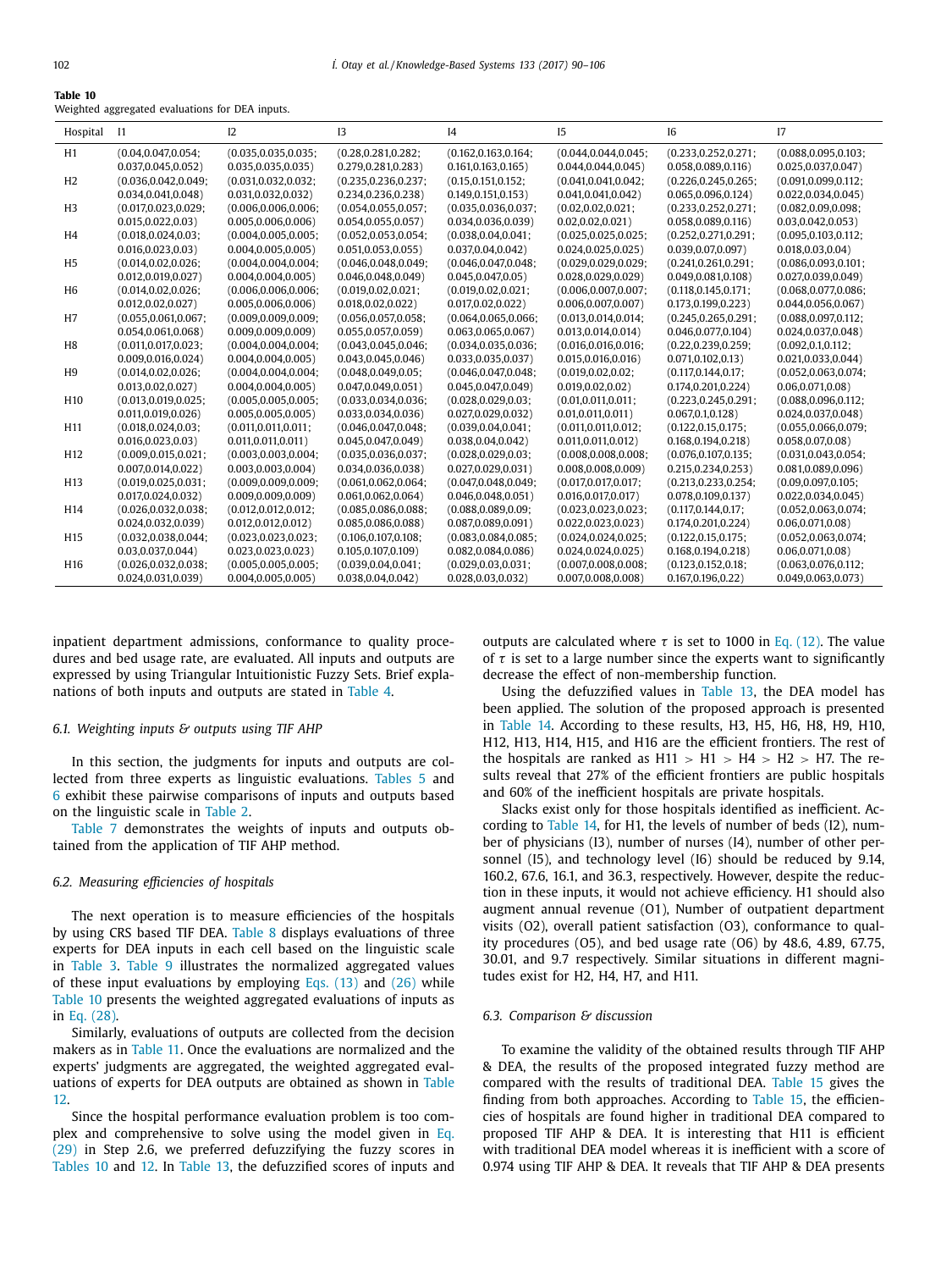**Table 10**
Weighted aggregated evaluations for DEA inputs.

| Hospital | I1 | I2 | I3 | I4 | I5 | I6 | I7 |
|---|---|---|---|---|---|---|---|
| H1 | (0.04,0.047,0.054; 0.037,0.045,0.052) | (0.035,0.035,0.035; 0.035,0.035,0.035) | (0.28,0.281,0.282; 0.279,0.281,0.283) | (0.162,0.163,0.164; 0.161,0.163,0.165) | (0.044,0.044,0.045; 0.044,0.044,0.045) | (0.233,0.252,0.271; 0.058,0.089,0.116) | (0.088,0.095,0.103; 0.025,0.037,0.047) |
| H2 | (0.036,0.042,0.049; 0.034,0.041,0.048) | (0.031,0.032,0.032; 0.031,0.032,0.032) | (0.235,0.236,0.237; 0.234,0.236,0.238) | (0.15,0.151,0.152; 0.149,0.151,0.153) | (0.041,0.041,0.042; 0.041,0.041,0.042) | (0.226,0.245,0.265; 0.065,0.096,0.124) | (0.091,0.099,0.112; 0.022,0.034,0.045) |
| H3 | (0.017,0.023,0.029; 0.015,0.022,0.03) | (0.006,0.006,0.006; 0.005,0.006,0.006) | (0.054,0.055,0.057; 0.054,0.055,0.057) | (0.035,0.036,0.037; 0.034,0.036,0.039) | (0.02,0.02,0.021; 0.02,0.02,0.021) | (0.233,0.252,0.271; 0.058,0.089,0.116) | (0.082,0.09,0.098; 0.03,0.042,0.053) |
| H4 | (0.018,0.024,0.03; 0.016,0.023,0.03) | (0.004,0.005,0.005; 0.004,0.005,0.005) | (0.052,0.053,0.054; 0.051,0.053,0.055) | (0.038,0.04,0.041; 0.037,0.04,0.042) | (0.025,0.025,0.025; 0.024,0.025,0.025) | (0.252,0.271,0.291; 0.039,0.07,0.097) | (0.095,0.103,0.112; 0.018,0.03,0.04) |
| H5 | (0.014,0.02,0.026; 0.012,0.019,0.027) | (0.004,0.004,0.004; 0.004,0.004,0.005) | (0.046,0.048,0.049; 0.046,0.048,0.049) | (0.046,0.047,0.048; 0.045,0.047,0.05) | (0.029,0.029,0.029; 0.028,0.029,0.029) | (0.241,0.261,0.291; 0.049,0.081,0.108) | (0.086,0.093,0.101; 0.027,0.039,0.049) |
| H6 | (0.014,0.02,0.026; 0.012,0.02,0.027) | (0.006,0.006,0.006; 0.005,0.006,0.006) | (0.019,0.02,0.021; 0.018,0.02,0.022) | (0.019,0.02,0.021; 0.017,0.02,0.022) | (0.006,0.007,0.007; 0.006,0.007,0.007) | (0.118,0.145,0.171; 0.173,0.199,0.223) | (0.068,0.077,0.086; 0.044,0.056,0.067) |
| H7 | (0.055,0.061,0.067; 0.054,0.061,0.068) | (0.009,0.009,0.009; 0.009,0.009,0.009) | (0.056,0.057,0.058; 0.055,0.057,0.059) | (0.064,0.065,0.066; 0.063,0.065,0.067) | (0.013,0.014,0.014; 0.013,0.014,0.014) | (0.245,0.265,0.291; 0.046,0.077,0.104) | (0.088,0.097,0.112; 0.024,0.037,0.048) |
| H8 | (0.011,0.017,0.023; 0.009,0.016,0.024) | (0.004,0.004,0.004; 0.004,0.004,0.005) | (0.043,0.045,0.046; 0.043,0.045,0.046) | (0.034,0.035,0.036; 0.033,0.035,0.037) | (0.016,0.016,0.016; 0.015,0.016,0.016) | (0.22,0.239,0.259; 0.071,0.102,0.13) | (0.092,0.1,0.112; 0.021,0.033,0.044) |
| H9 | (0.014,0.02,0.026; 0.013,0.02,0.027) | (0.004,0.004,0.004; 0.004,0.004,0.005) | (0.048,0.049,0.05; 0.047,0.049,0.051) | (0.046,0.047,0.048; 0.045,0.047,0.049) | (0.019,0.02,0.02; 0.019,0.02,0.02) | (0.117,0.144,0.17; 0.174,0.201,0.224) | (0.052,0.063,0.074; 0.06,0.071,0.08) |
| H10 | (0.013,0.019,0.025; 0.011,0.019,0.026) | (0.005,0.005,0.005; 0.005,0.005,0.005) | (0.033,0.034,0.036; 0.033,0.034,0.036) | (0.028,0.029,0.03; 0.027,0.029,0.032) | (0.01,0.011,0.011; 0.01,0.011,0.011) | (0.223,0.245,0.291; 0.067,0.1,0.128) | (0.088,0.096,0.112; 0.024,0.037,0.048) |
| H11 | (0.018,0.024,0.03; 0.016,0.023,0.03) | (0.011,0.011,0.011; 0.011,0.011,0.011) | (0.046,0.047,0.048; 0.045,0.047,0.049) | (0.039,0.04,0.041; 0.038,0.04,0.042) | (0.011,0.011,0.012; 0.011,0.011,0.012) | (0.122,0.15,0.175; 0.168,0.194,0.218) | (0.055,0.066,0.079; 0.058,0.07,0.08) |
| H12 | (0.009,0.015,0.021; 0.007,0.014,0.022) | (0.003,0.003,0.004; 0.003,0.003,0.004) | (0.035,0.036,0.037; 0.034,0.036,0.038) | (0.028,0.029,0.03; 0.027,0.029,0.031) | (0.008,0.008,0.008; 0.008,0.008,0.009) | (0.076,0.107,0.135; 0.215,0.234,0.253) | (0.031,0.043,0.054; 0.081,0.089,0.096) |
| H13 | (0.019,0.025,0.031; 0.017,0.024,0.032) | (0.009,0.009,0.009; 0.009,0.009,0.009) | (0.061,0.062,0.064; 0.061,0.062,0.064) | (0.047,0.048,0.049; 0.046,0.048,0.051) | (0.017,0.017,0.017; 0.016,0.017,0.017) | (0.213,0.233,0.254; 0.078,0.109,0.137) | (0.09,0.097,0.105; 0.022,0.034,0.045) |
| H14 | (0.026,0.032,0.038; 0.024,0.032,0.039) | (0.012,0.012,0.012; 0.012,0.012,0.012) | (0.085,0.086,0.088; 0.085,0.086,0.088) | (0.088,0.089,0.09; 0.087,0.089,0.091) | (0.023,0.023,0.023; 0.022,0.023,0.023) | (0.117,0.144,0.17; 0.174,0.201,0.224) | (0.052,0.063,0.074; 0.06,0.071,0.08) |
| H15 | (0.032,0.038,0.044; 0.03,0.037,0.044) | (0.023,0.023,0.023; 0.023,0.023,0.023) | (0.106,0.107,0.108; 0.105,0.107,0.109) | (0.083,0.084,0.085; 0.082,0.084,0.086) | (0.024,0.024,0.025; 0.024,0.024,0.025) | (0.122,0.15,0.175; 0.168,0.194,0.218) | (0.052,0.063,0.074; 0.06,0.071,0.08) |
| H16 | (0.026,0.032,0.038; 0.024,0.031,0.039) | (0.005,0.005,0.005; 0.004,0.005,0.005) | (0.039,0.04,0.041; 0.038,0.04,0.042) | (0.029,0.03,0.031; 0.028,0.03,0.032) | (0.007,0.008,0.008; 0.007,0.008,0.008) | (0.123,0.152,0.18; 0.167,0.196,0.22) | (0.063,0.076,0.112; 0.049,0.063,0.073) |

inpatient department admissions, conformance to quality procedures and bed usage rate, are evaluated. All inputs and outputs are expressed by using Triangular Intuitionistic Fuzzy Sets. Brief explanations of both inputs and outputs are stated in Table 4.

### 6.1. Weighting inputs & outputs using TIF AHP

In this section, the judgments for inputs and outputs are collected from three experts as linguistic evaluations. Tables 5 and 6 exhibit these pairwise comparisons of inputs and outputs based on the linguistic scale in Table 2.

Table 7 demonstrates the weights of inputs and outputs obtained from the application of TIF AHP method.

### 6.2. Measuring efficiencies of hospitals

The next operation is to measure efficiencies of the hospitals by using CRS based TIF DEA. Table 8 displays evaluations of three experts for DEA inputs in each cell based on the linguistic scale in Table 3. Table 9 illustrates the normalized aggregated values of these input evaluations by employing Eqs. (13) and (26) while Table 10 presents the weighted aggregated evaluations of inputs as in Eq. (28).

Similarly, evaluations of outputs are collected from the decision makers as in Table 11. Once the evaluations are normalized and the experts' judgments are aggregated, the weighted aggregated evaluations of experts for DEA outputs are obtained as shown in Table 12.

Since the hospital performance evaluation problem is too complex and comprehensive to solve using the model given in Eq. (29) in Step 2.6, we preferred defuzzifying the fuzzy scores in Tables 10 and 12. In Table 13, the defuzzified scores of inputs and outputs are calculated where $\tau$ is set to 1000 in Eq. (12). The value of $\tau$ is set to a large number since the experts want to significantly decrease the effect of non-membership function.

Using the defuzzified values in Table 13, the DEA model has been applied. The solution of the proposed approach is presented in Table 14. According to these results, H3, H5, H6, H8, H9, H10, H12, H13, H14, H15, and H16 are the efficient frontiers. The rest of the hospitals are ranked as H11 > H1 > H4 > H2 > H7. The results reveal that 27% of the efficient frontiers are public hospitals and 60% of the inefficient hospitals are private hospitals.

Slacks exist only for those hospitals identified as inefficient. According to Table 14, for H1, the levels of number of beds (I2), number of physicians (I3), number of nurses (I4), number of other personnel (I5), and technology level (I6) should be reduced by 9.14, 160.2, 67.6, 16.1, and 36.3, respectively. However, despite the reduction in these inputs, it would not achieve efficiency. H1 should also augment annual revenue (O1), Number of outpatient department visits (O2), overall patient satisfaction (O3), conformance to quality procedures (O5), and bed usage rate (O6) by 48.6, 4.89, 67.75, 30.01, and 9.7 respectively. Similar situations in different magnitudes exist for H2, H4, H7, and H11.

### 6.3. Comparison & discussion

To examine the validity of the obtained results through TIF AHP & DEA, the results of the proposed integrated fuzzy method are compared with the results of traditional DEA. Table 15 gives the finding from both approaches. According to Table 15, the efficiencies of hospitals are found higher in traditional DEA compared to proposed TIF AHP & DEA. It is interesting that H11 is efficient with traditional DEA model whereas it is inefficient with a score of 0.974 using TIF AHP & DEA. It reveals that TIF AHP & DEA presents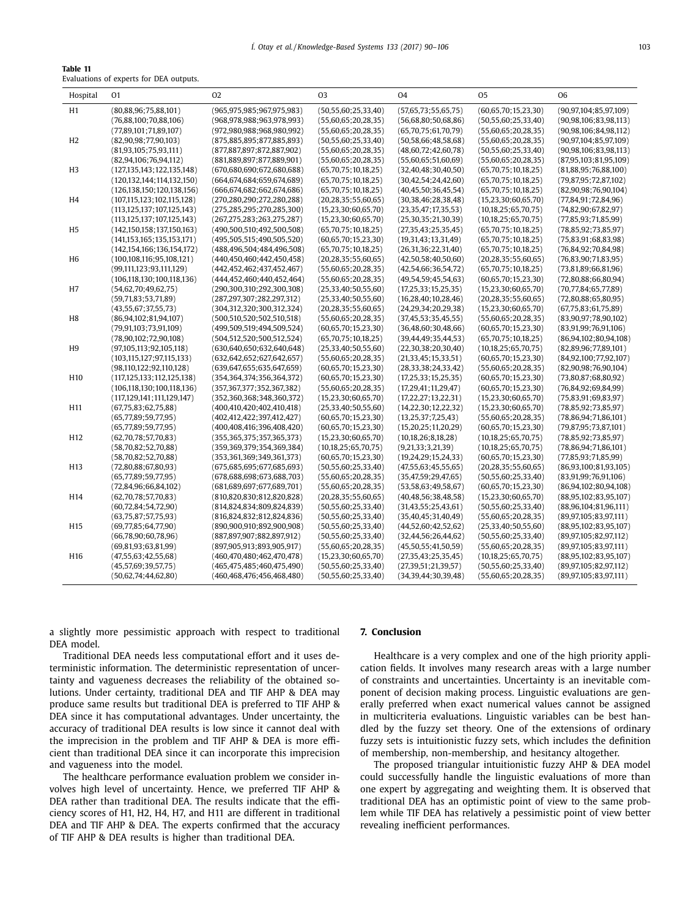**Table 11**
Evaluations of experts for DEA outputs.

| Hospital | O1 | O2 | O3 | O4 | O5 | O6 |
|---|---|---|---|---|---|---|
| H1 | (80,88,96;75,88,101) | (965,975,985;967,975,983) | (50,55,60;25,33,40) | (57,65,73;55,65,75) | (60,65,70;15,23,30) | (90,97,104;85,97,109) |
| | (76,88,100;70,88,106) | (968,978,988;963,978,993) | (55,60,65;20,28,35) | (56,68,80;50,68,86) | (50,55,60;25,33,40) | (90,98,106;83,98,113) |
| | (77,89,101;71,89,107) | (972,980,988;968,980,992) | (55,60,65;20,28,35) | (65,70,75;61,70,79) | (55,60,65;20,28,35) | (90,98,106;84,98,112) |
| H2 | (82,90,98;77,90,103) | (875,885,895;877,885,893) | (50,55,60;25,33,40) | (50,58,66;48,58,68) | (55,60,65;20,28,35) | (90,97,104;85,97,109) |
| | (81,93,105;75,93,111) | (877,887,897;872,887,902) | (55,60,65;20,28,35) | (48,60,72;42,60,78) | (50,55,60;25,33,40) | (90,98,106;83,98,113) |
| | (82,94,106;76,94,112) | (881,889,897;877,889,901) | (55,60,65;20,28,35) | (55,60,65;51,60,69) | (55,60,65;20,28,35) | (87,95,103;81,95,109) |
| H3 | (127,135,143;122,135,148) | (670,680,690;672,680,688) | (65,70,75;10,18,25) | (32,40,48;30,40,50) | (65,70,75;10,18,25) | (81,88,95;76,88,100) |
| | (120,132,144;114,132,150) | (664,674,684;659,674,689) | (65,70,75;10,18,25) | (30,42,54;24,42,60) | (65,70,75;10,18,25) | (79,87,95;72,87,102) |
| | (126,138,150;120,138,156) | (666,674,682;662,674,686) | (65,70,75;10,18,25) | (40,45,50;36,45,54) | (65,70,75;10,18,25) | (82,90,98;76,90,104) |
| H4 | (107,115,123;102,115,128) | (270,280,290;272,280,288) | (20,28,35;55,60,65) | (30,38,46;28,38,48) | (15,23,30;60,65,70) | (77,84,91;72,84,96) |
| | (113,125,137;107,125,143) | (275,285,295;270,285,300) | (15,23,30;60,65,70) | (23,35,47;17,35,53) | (10,18,25;65,70,75) | (74,82,90;67,82,97) |
| | (113,125,137;107,125,143) | (267,275,283;263,275,287) | (15,23,30;60,65,70) | (25,30,35;21,30,39) | (10,18,25;65,70,75) | (77,85,93;71,85,99) |
| H5 | (142,150,158;137,150,163) | (490,500,510;492,500,508) | (65,70,75;10,18,25) | (27,35,43;25,35,45) | (65,70,75;10,18,25) | (78,85,92;73,85,97) |
| | (141,153,165;135,153,171) | (495,505,515;490,505,520) | (60,65,70;15,23,30) | (19,31,43;13,31,49) | (65,70,75;10,18,25) | (75,83,91;68,83,98) |
| | (142,154,166;136,154,172) | (488,496,504;484,496,508) | (65,70,75;10,18,25) | (26,31,36;22,31,40) | (65,70,75;10,18,25) | (76,84,92;70,84,98) |
| H6 | (100,108,116;95,108,121) | (440,450,460;442,450,458) | (20,28,35;55,60,65) | (42,50,58;40,50,60) | (20,28,35;55,60,65) | (76,83,90;71,83,95) |
| | (99,111,123;93,111,129) | (442,452,462;437,452,467) | (55,60,65;20,28,35) | (42,54,66;36,54,72) | (65,70,75;10,18,25) | (73,81,89;66,81,96) |
| | (106,118,130;100,118,136) | (444,452,460;440,452,464) | (55,60,65;20,28,35) | (49,54,59;45,54,63) | (60,65,70;15,23,30) | (72,80,88;66,80,94) |
| H7 | (54,62,70;49,62,75) | (290,300,310;292,300,308) | (25,33,40;50,55,60) | (17,25,33;15,25,35) | (15,23,30;60,65,70) | (70,77,84;65,77,89) |
| | (59,71,83;53,71,89) | (287,297,307;282,297,312) | (25,33,40;50,55,60) | (16,28,40;10,28,46) | (20,28,35;55,60,65) | (72,80,88;65,80,95) |
| | (43,55,67;37,55,73) | (304,312,320;300,312,324) | (20,28,35;55,60,65) | (24,29,34;20,29,38) | (15,23,30;60,65,70) | (67,75,83;61,75,89) |
| H8 | (86,94,102;81,94,107) | (500,510,520;502,510,518) | (55,60,65;20,28,35) | (37,45,53;35,45,55) | (55,60,65;20,28,35) | (83,90,97;78,90,102) |
| | (79,91,103;73,91,109) | (499,509,519;494,509,524) | (60,65,70;15,23,30) | (36,48,60;30,48,66) | (60,65,70;15,23,30) | (83,91,99;76,91,106) |
| | (78,90,102;72,90,108) | (504,512,520;500,512,524) | (65,70,75;10,18,25) | (39,44,49;35,44,53) | (65,70,75;10,18,25) | (86,94,102;80,94,108) |
| H9 | (97,105,113;92,105,118) | (630,640,650;632,640,648) | (25,33,40;50,55,60) | (22,30,38;20,30,40) | (10,18,25;65,70,75) | (82,89,96;77,89,101) |
| | (103,115,127;97,115,133) | (632,642,652;627,642,657) | (55,60,65;20,28,35) | (21,33,45;15,33,51) | (60,65,70;15,23,30) | (84,92,100;77,92,107) |
| | (98,110,122;92,110,128) | (639,647,655;635,647,659) | (60,65,70;15,23,30) | (28,33,38;24,33,42) | (55,60,65;20,28,35) | (82,90,98;76,90,104) |
| H10 | (117,125,133;112,125,138) | (354,364,374;356,364,372) | (60,65,70;15,23,30) | (17,25,33;15,25,35) | (60,65,70;15,23,30) | (73,80,87;68,80,92) |
| | (106,118,130;100,118,136) | (357,367,377;352,367,382) | (55,60,65;20,28,35) | (17,29,41;11,29,47) | (60,65,70;15,23,30) | (76,84,92;69,84,99) |
| | (117,129,141;111,129,147) | (352,360,368;348,360,372) | (15,23,30;60,65,70) | (17,22,27;13,22,31) | (15,23,30;60,65,70) | (75,83,91;69,83,97) |
| H11 | (67,75,83;62,75,88) | (400,410,420;402,410,418) | (25,33,40;50,55,60) | (14,22,30;12,22,32) | (15,23,30;60,65,70) | (78,85,92;73,85,97) |
| | (65,77,89;59,77,95) | (402,412,422;397,412,427) | (60,65,70;15,23,30) | (13,25,37;7,25,43) | (55,60,65;20,28,35) | (78,86,94;71,86,101) |
| | (65,77,89;59,77,95) | (400,408,416;396,408,420) | (60,65,70;15,23,30) | (15,20,25;11,20,29) | (60,65,70;15,23,30) | (79,87,95;73,87,101) |
| H12 | (62,70,78;57,70,83) | (355,365,375;357,365,373) | (15,23,30;60,65,70) | (10,18,26;8,18,28) | (10,18,25;65,70,75) | (78,85,92;73,85,97) |
| | (58,70,82;52,70,88) | (359,369,379;354,369,384) | (10,18,25;65,70,75) | (9,21,33;3,21,39) | (10,18,25;65,70,75) | (78,86,94;71,86,101) |
| | (58,70,82;52,70,88) | (353,361,369;349,361,373) | (60,65,70;15,23,30) | (19,24,29;15,24,33) | (60,65,70;15,23,30) | (77,85,93;71,85,99) |
| H13 | (72,80,88;67,80,93) | (675,685,695;677,685,693) | (50,55,60;25,33,40) | (47,55,63;45,55,65) | (20,28,35;55,60,65) | (86,93,100;81,93,105) |
| | (65,77,89;59,77,95) | (678,688,698;673,688,703) | (55,60,65;20,28,35) | (35,47,59;29,47,65) | (50,55,60;25,33,40) | (83,91,99;76,91,106) |
| | (72,84,96;66,84,102) | (681,689,697;677,689,701) | (55,60,65;20,28,35) | (53,58,63;49,58,67) | (60,65,70;15,23,30) | (86,94,102;80,94,108) |
| H14 | (62,70,78;57,70,83) | (810,820,830;812,820,828) | (20,28,35;55,60,65) | (40,48,56;38,48,58) | (15,23,30;60,65,70) | (88,95,102;83,95,107) |
| | (60,72,84;54,72,90) | (814,824,834;809,824,839) | (50,55,60;25,33,40) | (31,43,55;25,43,61) | (50,55,60;25,33,40) | (88,96,104;81,96,111) |
| | (63,75,87;57,75,93) | (816,824,832;812,824,836) | (50,55,60;25,33,40) | (35,40,45;31,40,49) | (55,60,65;20,28,35) | (89,97,105;83,97,111) |
| H15 | (69,77,85;64,77,90) | (890,900,910;892,900,908) | (50,55,60;25,33,40) | (44,52,60;42,52,62) | (25,33,40;50,55,60) | (88,95,102;83,95,107) |
| | (66,78,90;60,78,96) | (887,897,907;882,897,912) | (50,55,60;25,33,40) | (32,44,56;26,44,62) | (50,55,60;25,33,40) | (89,97,105;82,97,112) |
| | (69,81,93;63,81,99) | (897,905,913;893,905,917) | (55,60,65;20,28,35) | (45,50,55;41,50,59) | (55,60,65;20,28,35) | (89,97,105;83,97,111) |
| H16 | (47,55,63;42,55,68) | (460,470,480;462,470,478) | (15,23,30;60,65,70) | (27,35,43;25,35,45) | (10,18,25;65,70,75) | (88,95,102;83,95,107) |
| | (45,57,69;39,57,75) | (465,475,485;460,475,490) | (50,55,60;25,33,40) | (27,39,51;21,39,57) | (50,55,60;25,33,40) | (89,97,105;82,97,112) |
| | (50,62,74;44,62,80) | (460,468,476;456,468,480) | (50,55,60;25,33,40) | (34,39,44;30,39,48) | (55,60,65;20,28,35) | (89,97,105;83,97,111) |

a slightly more pessimistic approach with respect to traditional DEA model.

Traditional DEA needs less computational effort and it uses deterministic information. The deterministic representation of uncertainty and vagueness decreases the reliability of the obtained solutions. Under certainty, traditional DEA and TIF AHP & DEA may produce same results but traditional DEA is preferred to TIF AHP & DEA since it has computational advantages. Under uncertainty, the accuracy of traditional DEA results is low since it cannot deal with the imprecision in the problem and TIF AHP & DEA is more efficient than traditional DEA since it can incorporate this imprecision and vagueness into the model.

The healthcare performance evaluation problem we consider involves high level of uncertainty. Hence, we preferred TIF AHP & DEA rather than traditional DEA. The results indicate that the efficiency scores of H1, H2, H4, H7, and H11 are different in traditional DEA and TIF AHP & DEA. The experts confirmed that the accuracy of TIF AHP & DEA results is higher than traditional DEA.

## 7. Conclusion

Healthcare is a very complex and one of the high priority application fields. It involves many research areas with a large number of constraints and uncertainties. Uncertainty is an inevitable component of decision making process. Linguistic evaluations are generally preferred when exact numerical values cannot be assigned in multicriteria evaluations. Linguistic variables can be best handled by the fuzzy set theory. One of the extensions of ordinary fuzzy sets is intuitionistic fuzzy sets, which includes the definition of membership, non-membership, and hesitancy altogether.

The proposed triangular intuitionistic fuzzy AHP & DEA model could successfully handle the linguistic evaluations of more than one expert by aggregating and weighting them. It is observed that traditional DEA has an optimistic point of view to the same problem while TIF DEA has relatively a pessimistic point of view better revealing inefficient performances.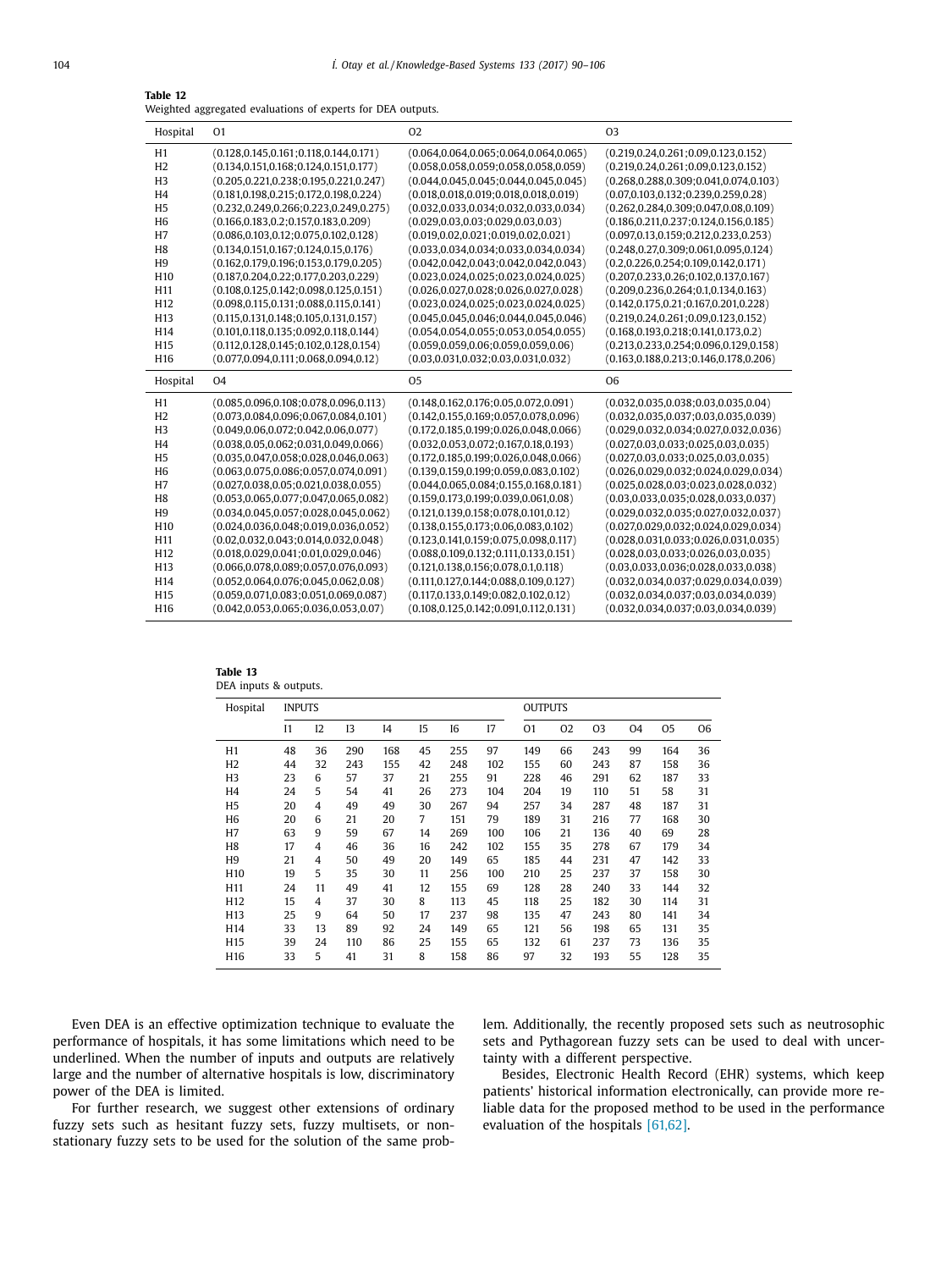**Table 12**
Weighted aggregated evaluations of experts for DEA outputs.

| Hospital | O1 | O2 | O3 |
|---|---|---|---|
| H1 | (0.128,0.145,0.161;0.118,0.144,0.171) | (0.064,0.064,0.065;0.064,0.064,0.065) | (0.219,0.24,0.261;0.09,0.123,0.152) |
| H2 | (0.134,0.151,0.168;0.124,0.151,0.177) | (0.058,0.058,0.059;0.058,0.058,0.059) | (0.219,0.24,0.261;0.09,0.123,0.152) |
| H3 | (0.205,0.221,0.238;0.195,0.221,0.247) | (0.044,0.045,0.045;0.044,0.045,0.045) | (0.268,0.288,0.309;0.041,0.074,0.103) |
| H4 | (0.181,0.198,0.215;0.172,0.198,0.224) | (0.018,0.018,0.019;0.018,0.018,0.019) | (0.07,0.103,0.132;0.239,0.259,0.28) |
| H5 | (0.232,0.249,0.266;0.223,0.249,0.275) | (0.032,0.033,0.034;0.032,0.033,0.034) | (0.262,0.284,0.309;0.047,0.08,0.109) |
| H6 | (0.166,0.183,0.2;0.157,0.183,0.209) | (0.029,0.03,0.03;0.029,0.03,0.03) | (0.186,0.211,0.237;0.124,0.156,0.185) |
| H7 | (0.086,0.103,0.12;0.075,0.102,0.128) | (0.019,0.02,0.021;0.019,0.02,0.021) | (0.097,0.13,0.159;0.212,0.233,0.253) |
| H8 | (0.134,0.151,0.167;0.124,0.15,0.176) | (0.033,0.034,0.034;0.033,0.034,0.034) | (0.248,0.27,0.309;0.061,0.095,0.124) |
| H9 | (0.162,0.179,0.196;0.153,0.179,0.205) | (0.042,0.042,0.043;0.042,0.042,0.043) | (0.2,0.226,0.254;0.109,0.142,0.171) |
| H10 | (0.187,0.204,0.22;0.177,0.203,0.229) | (0.023,0.024,0.025;0.023,0.024,0.025) | (0.207,0.233,0.26;0.102,0.137,0.167) |
| H11 | (0.108,0.125,0.142;0.098,0.125,0.151) | (0.026,0.027,0.028;0.026,0.027,0.028) | (0.209,0.236,0.264;0.1,0.134,0.163) |
| H12 | (0.098,0.115,0.131;0.088,0.115,0.141) | (0.023,0.024,0.025;0.023,0.024,0.025) | (0.142,0.175,0.21;0.167,0.201,0.228) |
| H13 | (0.115,0.131,0.148;0.105,0.131,0.157) | (0.045,0.045,0.046;0.044,0.045,0.046) | (0.219,0.24,0.261;0.09,0.123,0.152) |
| H14 | (0.101,0.118,0.135;0.092,0.118,0.144) | (0.054,0.054,0.055;0.053,0.054,0.055) | (0.168,0.193,0.218;0.141,0.173,0.2) |
| H15 | (0.112,0.128,0.145;0.102,0.128,0.154) | (0.059,0.059,0.06;0.059,0.059,0.06) | (0.213,0.233,0.254;0.096,0.129,0.158) |
| H16 | (0.077,0.094,0.111;0.068,0.094,0.12) | (0.03,0.031,0.032;0.03,0.031,0.032) | (0.163,0.188,0.213;0.146,0.178,0.206) |
| Hospital | O4 | O5 | O6 |
| H1 | (0.085,0.096,0.108;0.078,0.096,0.113) | (0.148,0.162,0.176;0.05,0.072,0.091) | (0.032,0.035,0.038;0.03,0.035,0.04) |
| H2 | (0.073,0.084,0.096;0.067,0.084,0.101) | (0.142,0.155,0.169;0.057,0.078,0.096) | (0.032,0.035,0.037;0.03,0.035,0.039) |
| H3 | (0.049,0.06,0.072;0.042,0.06,0.077) | (0.172,0.185,0.199;0.026,0.048,0.066) | (0.029,0.032,0.034;0.027,0.032,0.036) |
| H4 | (0.038,0.05,0.062;0.031,0.049,0.066) | (0.032,0.053,0.072;0.167,0.18,0.193) | (0.027,0.03,0.033;0.025,0.03,0.035) |
| H5 | (0.035,0.047,0.058;0.028,0.046,0.063) | (0.172,0.185,0.199;0.026,0.048,0.066) | (0.027,0.03,0.033;0.025,0.03,0.035) |
| H6 | (0.063,0.075,0.086;0.057,0.074,0.091) | (0.139,0.159,0.199;0.059,0.083,0.102) | (0.026,0.029,0.032;0.024,0.029,0.034) |
| H7 | (0.027,0.038,0.05;0.021,0.038,0.055) | (0.044,0.065,0.084;0.155,0.168,0.181) | (0.025,0.028,0.03;0.023,0.028,0.032) |
| H8 | (0.053,0.065,0.077;0.047,0.065,0.082) | (0.159,0.173,0.199;0.039,0.061,0.08) | (0.03,0.033,0.035;0.028,0.033,0.037) |
| H9 | (0.034,0.045,0.057;0.028,0.045,0.062) | (0.121,0.139,0.158;0.078,0.101,0.12) | (0.029,0.032,0.035;0.027,0.032,0.037) |
| H10 | (0.024,0.036,0.048;0.019,0.036,0.052) | (0.138,0.155,0.173;0.06,0.083,0.102) | (0.027,0.029,0.032;0.024,0.029,0.034) |
| H11 | (0.02,0.032,0.043;0.014,0.032,0.048) | (0.123,0.141,0.159;0.075,0.098,0.117) | (0.028,0.031,0.033;0.026,0.031,0.035) |
| H12 | (0.018,0.029,0.041;0.01,0.029,0.046) | (0.088,0.109,0.132;0.111,0.133,0.151) | (0.028,0.03,0.033;0.026,0.03,0.035) |
| H13 | (0.066,0.078,0.089;0.057,0.076,0.093) | (0.121,0.138,0.156;0.078,0.1,0.118) | (0.03,0.033,0.036;0.028,0.033,0.038) |
| H14 | (0.052,0.064,0.076;0.045,0.062,0.08) | (0.111,0.127,0.144;0.088,0.109,0.127) | (0.032,0.034,0.037;0.029,0.034,0.039) |
| H15 | (0.059,0.071,0.083;0.051,0.069,0.087) | (0.117,0.133,0.149;0.082,0.102,0.12) | (0.032,0.034,0.037;0.03,0.034,0.039) |
| H16 | (0.042,0.053,0.065;0.036,0.053,0.07) | (0.108,0.125,0.142;0.091,0.112,0.131) | (0.032,0.034,0.037;0.03,0.034,0.039) |

**Table 13**
DEA inputs & outputs.

| Hospital | INPUTS | | | | | | | OUTPUTS | | | | | |
|---|---|---|---|---|---|---|---|---|---|---|---|---|---|
| | I1 | I2 | I3 | I4 | I5 | I6 | I7 | O1 | O2 | O3 | O4 | O5 | O6 |
| H1 | 48 | 36 | 290 | 168 | 45 | 255 | 97 | 149 | 66 | 243 | 99 | 164 | 36 |
| H2 | 44 | 32 | 243 | 155 | 42 | 248 | 102 | 155 | 60 | 243 | 87 | 158 | 36 |
| H3 | 23 | 6 | 57 | 37 | 21 | 255 | 91 | 228 | 46 | 291 | 62 | 187 | 33 |
| H4 | 24 | 5 | 54 | 41 | 26 | 273 | 104 | 204 | 19 | 110 | 51 | 58 | 31 |
| H5 | 20 | 4 | 49 | 49 | 30 | 267 | 94 | 257 | 34 | 287 | 48 | 187 | 31 |
| H6 | 20 | 6 | 21 | 20 | 7 | 151 | 79 | 189 | 31 | 216 | 77 | 168 | 30 |
| H7 | 63 | 9 | 59 | 67 | 14 | 269 | 100 | 106 | 21 | 136 | 40 | 69 | 28 |
| H8 | 17 | 4 | 46 | 36 | 16 | 242 | 102 | 155 | 35 | 278 | 67 | 179 | 34 |
| H9 | 21 | 4 | 50 | 49 | 20 | 149 | 65 | 185 | 44 | 231 | 47 | 142 | 33 |
| H10 | 19 | 5 | 35 | 30 | 11 | 256 | 100 | 210 | 25 | 237 | 37 | 158 | 30 |
| H11 | 24 | 11 | 49 | 41 | 12 | 155 | 69 | 128 | 28 | 240 | 33 | 144 | 32 |
| H12 | 15 | 4 | 37 | 30 | 8 | 113 | 45 | 118 | 25 | 182 | 30 | 114 | 31 |
| H13 | 25 | 9 | 64 | 50 | 17 | 237 | 98 | 135 | 47 | 243 | 80 | 141 | 34 |
| H14 | 33 | 13 | 89 | 92 | 24 | 149 | 65 | 121 | 56 | 198 | 65 | 131 | 35 |
| H15 | 39 | 24 | 110 | 86 | 25 | 155 | 65 | 132 | 61 | 237 | 73 | 136 | 35 |
| H16 | 33 | 5 | 41 | 31 | 8 | 158 | 86 | 97 | 32 | 193 | 55 | 128 | 35 |

Even DEA is an effective optimization technique to evaluate the performance of hospitals, it has some limitations which need to be underlined. When the number of inputs and outputs are relatively large and the number of alternative hospitals is low, discriminatory power of the DEA is limited.

For further research, we suggest other extensions of ordinary fuzzy sets such as hesitant fuzzy sets, fuzzy multisets, or non-stationary fuzzy sets to be used for the solution of the same problem. Additionally, the recently proposed sets such as neutrosophic sets and Pythagorean fuzzy sets can be used to deal with uncertainty with a different perspective.

Besides, Electronic Health Record (EHR) systems, which keep patients' historical information electronically, can provide more reliable data for the proposed method to be used in the performance evaluation of the hospitals [61,62].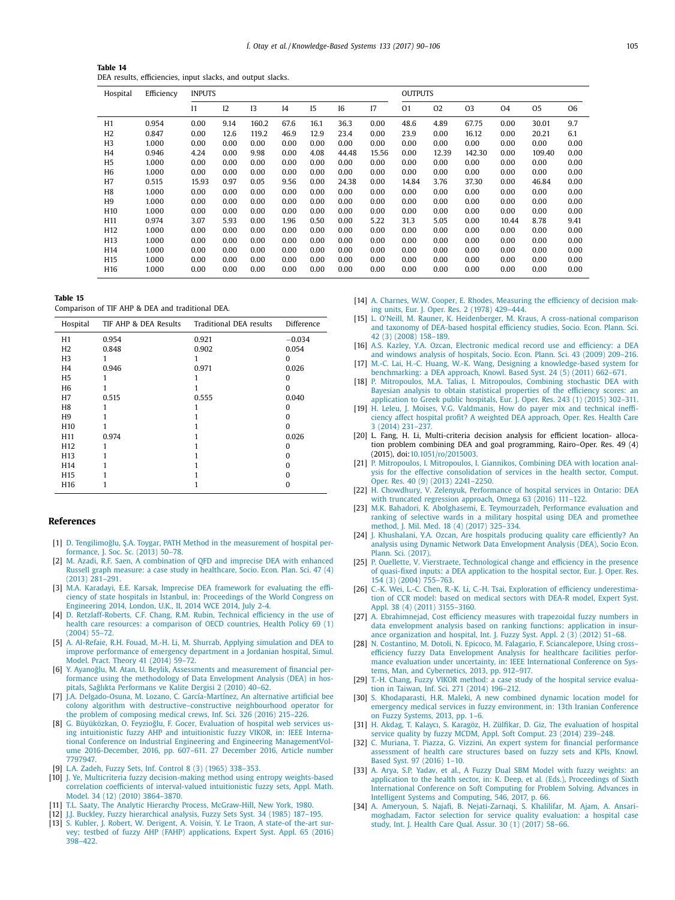**Table 14**
DEA results, efficiencies, input slacks, and output slacks.

| Hospital | Efficiency | INPUTS | | | | | | | OUTPUTS | | | | | |
|---|---|---|---|---|---|---|---|---|---|---|---|---|---|---|
| | | I1 | I2 | I3 | I4 | I5 | I6 | I7 | O1 | O2 | O3 | O4 | O5 | O6 |
| H1 | 0.954 | 0.00 | 9.14 | 160.2 | 67.6 | 16.1 | 36.3 | 0.00 | 48.6 | 4.89 | 67.75 | 0.00 | 30.01 | 9.7 |
| H2 | 0.847 | 0.00 | 12.6 | 119.2 | 46.9 | 12.9 | 23.4 | 0.00 | 23.9 | 0.00 | 16.12 | 0.00 | 20.21 | 6.1 |
| H3 | 1.000 | 0.00 | 0.00 | 0.00 | 0.00 | 0.00 | 0.00 | 0.00 | 0.00 | 0.00 | 0.00 | 0.00 | 0.00 | 0.00 |
| H4 | 0.946 | 4.24 | 0.00 | 9.98 | 0.00 | 4.08 | 44.48 | 15.56 | 0.00 | 12.39 | 142.30 | 0.00 | 109.40 | 0.00 |
| H5 | 1.000 | 0.00 | 0.00 | 0.00 | 0.00 | 0.00 | 0.00 | 0.00 | 0.00 | 0.00 | 0.00 | 0.00 | 0.00 | 0.00 |
| H6 | 1.000 | 0.00 | 0.00 | 0.00 | 0.00 | 0.00 | 0.00 | 0.00 | 0.00 | 0.00 | 0.00 | 0.00 | 0.00 | 0.00 |
| H7 | 0.515 | 15.93 | 0.97 | 0.05 | 9.56 | 0.00 | 24.38 | 0.00 | 14.84 | 3.76 | 37.30 | 0.00 | 46.84 | 0.00 |
| H8 | 1.000 | 0.00 | 0.00 | 0.00 | 0.00 | 0.00 | 0.00 | 0.00 | 0.00 | 0.00 | 0.00 | 0.00 | 0.00 | 0.00 |
| H9 | 1.000 | 0.00 | 0.00 | 0.00 | 0.00 | 0.00 | 0.00 | 0.00 | 0.00 | 0.00 | 0.00 | 0.00 | 0.00 | 0.00 |
| H10 | 1.000 | 0.00 | 0.00 | 0.00 | 0.00 | 0.00 | 0.00 | 0.00 | 0.00 | 0.00 | 0.00 | 0.00 | 0.00 | 0.00 |
| H11 | 0.974 | 3.07 | 5.93 | 0.00 | 1.96 | 0.50 | 0.00 | 5.22 | 31.3 | 5.05 | 0.00 | 10.44 | 8.78 | 9.41 |
| H12 | 1.000 | 0.00 | 0.00 | 0.00 | 0.00 | 0.00 | 0.00 | 0.00 | 0.00 | 0.00 | 0.00 | 0.00 | 0.00 | 0.00 |
| H13 | 1.000 | 0.00 | 0.00 | 0.00 | 0.00 | 0.00 | 0.00 | 0.00 | 0.00 | 0.00 | 0.00 | 0.00 | 0.00 | 0.00 |
| H14 | 1.000 | 0.00 | 0.00 | 0.00 | 0.00 | 0.00 | 0.00 | 0.00 | 0.00 | 0.00 | 0.00 | 0.00 | 0.00 | 0.00 |
| H15 | 1.000 | 0.00 | 0.00 | 0.00 | 0.00 | 0.00 | 0.00 | 0.00 | 0.00 | 0.00 | 0.00 | 0.00 | 0.00 | 0.00 |
| H16 | 1.000 | 0.00 | 0.00 | 0.00 | 0.00 | 0.00 | 0.00 | 0.00 | 0.00 | 0.00 | 0.00 | 0.00 | 0.00 | 0.00 |

**Table 15**
Comparison of TIF AHP & DEA and traditional DEA.

| Hospital | TIF AHP & DEA Results | Traditional DEA results | Difference |
|---|---|---|---|
| H1 | 0.954 | 0.921 | −0.034 |
| H2 | 0.848 | 0.902 | 0.054 |
| H3 | 1 | 1 | 0 |
| H4 | 0.946 | 0.971 | 0.026 |
| H5 | 1 | 1 | 0 |
| H6 | 1 | 1 | 0 |
| H7 | 0.515 | 0.555 | 0.040 |
| H8 | 1 | 1 | 0 |
| H9 | 1 | 1 | 0 |
| H10 | 1 | 1 | 0 |
| H11 | 0.974 | 1 | 0.026 |
| H12 | 1 | 1 | 0 |
| H13 | 1 | 1 | 0 |
| H14 | 1 | 1 | 0 |
| H15 | 1 | 1 | 0 |
| H16 | 1 | 1 | 0 |

## References

[1] D. Tengilimoğlu, Ş.A. Toygar, PATH Method in the measurement of hospital performance, J. Soc. Sc. (2013) 50–78.

[2] M. Azadi, R.F. Saen, A combination of QFD and imprecise DEA with enhanced Russell graph measure: a case study in healthcare, Socio. Econ. Plan. Sci. 47 (4) (2013) 281–291.

[3] M.A. Karadayi, E.E. Karsak, Imprecise DEA framework for evaluating the efficiency of state hospitals in Istanbul, in: Proceedings of the World Congress on Engineering 2014, London, U.K., II, 2014 WCE 2014, July 2-4.

[4] D. Retzlaff-Roberts, C.F. Chang, R.M. Rubin, Technical efficiency in the use of health care resources: a comparison of OECD countries, Health Policy 69 (1) (2004) 55–72.

[5] A. Al-Refaie, R.H. Fouad, M.-H. Li, M. Shurrab, Applying simulation and DEA to improve performance of emergency department in a Jordanian hospital, Simul. Model. Pract. Theory 41 (2014) 59–72.

[6] Y. Ayanoğlu, M. Atan, U. Beylik, Assessments and measurement of financial performance using the methodology of Data Envelopment Analysis (DEA) in hospitals, Sağlıkta Performans ve Kalite Dergisi 2 (2010) 40–62.

[7] J.A. Delgado-Osuna, M. Lozano, C. García-Martínez, An alternative artificial bee colony algorithm with destructive–constructive neighbourhood operator for the problem of composing medical crews, Inf. Sci. 326 (2016) 215–226.

[8] G. Büyüközkan, O. Feyzioğlu, F. Gocer, Evaluation of hospital web services using intuitionistic fuzzy AHP and intuitionistic fuzzy VIKOR, in: IEEE International Conference on Industrial Engineering and Engineering ManagementVolume 2016-December, 2016, pp. 607–611. 27 December 2016, Article number 7797947.

[9] L.A. Zadeh, Fuzzy Sets, Inf. Control 8 (3) (1965) 338–353.

[10] J. Ye, Multicriteria fuzzy decision-making method using entropy weights-based correlation coefficients of interval-valued intuitionistic fuzzy sets, Appl. Math. Model. 34 (12) (2010) 3864–3870.

[11] T.L. Saaty, The Analytic Hierarchy Process, McGraw-Hill, New York, 1980.

[12] J.J. Buckley, Fuzzy hierarchical analysis, Fuzzy Sets Syst. 34 (1985) 187–195.

[13] S. Kubler, J. Robert, W. Derigent, A. Voisin, Y. Le Traon, A state-of the-art survey; testbed of fuzzy AHP (FAHP) applications, Expert Syst. Appl. 65 (2016) 398–422.

[14] A. Charnes, W.W. Cooper, E. Rhodes, Measuring the efficiency of decision making units, Eur. J. Oper. Res. 2 (1978) 429–444.

[15] L. O'Neill, M. Rauner, K. Heidenberger, M. Kraus, A cross-national comparison and taxonomy of DEA-based hospital efficiency studies, Socio. Econ. Plann. Sci. 42 (3) (2008) 158–189.

[16] A.S. Kazley, Y.A. Ozcan, Electronic medical record use and efficiency: a DEA and windows analysis of hospitals, Socio. Econ. Plann. Sci. 43 (2009) 209–216.

[17] M.-C. Lai, H.-C. Huang, W.-K. Wang, Designing a knowledge-based system for benchmarking: a DEA approach, Knowl. Based Syst. 24 (5) (2011) 662–671.

[18] P. Mitropoulos, M.A. Talias, I. Mitropoulos, Combining stochastic DEA with Bayesian analysis to obtain statistical properties of the efficiency scores: an application to Greek public hospitals, Eur. J. Oper. Res. 243 (1) (2015) 302–311.

[19] H. Leleu, J. Moises, V.G. Valdmanis, How do payer mix and technical inefficiency affect hospital profit? A weighted DEA approach, Oper. Res. Health Care 3 (2014) 231–237.

[20] L. Fang, H. Li, Multi-criteria decision analysis for efficient location- allocation problem combining DEA and goal programming, Rairo–Oper. Res. 49 (4) (2015), doi:10.1051/ro/2015003.

[21] P. Mitropoulos, I. Mitropoulos, I. Giannikos, Combining DEA with location analysis for the effective consolidation of services in the health sector, Comput. Oper. Res. 40 (9) (2013) 2241–2250.

[22] H. Chowdhury, V. Zelenyuk, Performance of hospital services in Ontario: DEA with truncated regression approach, Omega 63 (2016) 111–122.

[23] M.K. Bahadori, K. Abolghasemi, E. Teymourzadeh, Performance evaluation and ranking of selective wards in a military hospital using DEA and promethee method, J. Mil. Med. 18 (4) (2017) 325–334.

[24] J. Khushalani, Y.A. Ozcan, Are hospitals producing quality care efficiently? An analysis using Dynamic Network Data Envelopment Analysis (DEA), Socio Econ. Plann. Sci. (2017).

[25] P. Ouellette, V. Vierstraete, Technological change and efficiency in the presence of quasi-fixed inputs: a DEA application to the hospital sector, Eur. J. Oper. Res. 154 (3) (2004) 755–763.

[26] C.-K. Wei, L.-C. Chen, R.-K. Li, C.-H. Tsai, Exploration of efficiency underestimation of CCR model: based on medical sectors with DEA-R model, Expert Syst. Appl. 38 (4) (2011) 3155–3160.

[27] A. Ebrahimnejad, Cost efficiency measures with trapezoidal fuzzy numbers in data envelopment analysis based on ranking functions: application in insurance organization and hospital, Int. J. Fuzzy Syst. Appl. 2 (3) (2012) 51–68.

[28] N. Costantino, M. Dotoli, N. Epicoco, M. Falagario, F. Sciancalepore, Using cross–efficiency fuzzy Data Envelopment Analysis for healthcare facilities performance evaluation under uncertainty, in: IEEE International Conference on Systems, Man, and Cybernetics, 2013, pp. 912–917.

[29] T.-H. Chang, Fuzzy VIKOR method: a case study of the hospital service evaluation in Taiwan, Inf. Sci. 271 (2014) 196–212.

[30] S. Khodaparasti, H.R. Maleki, A new combined dynamic location model for emergency medical services in fuzzy environment, in: 13th Iranian Conference on Fuzzy Systems, 2013, pp. 1–6.

[31] H. Akdag, T. Kalaycı, S. Karagöz, H. Zülfikar, D. Giz, The evaluation of hospital service quality by fuzzy MCDM, Appl. Soft Comput. 23 (2014) 239–248.

[32] C. Muriana, T. Piazza, G. Vizzini, An expert system for financial performance assessment of health care structures based on fuzzy sets and KPIs, Knowl. Based Syst. 97 (2016) 1–10.

[33] A. Arya, S.P. Yadav, et al., A Fuzzy Dual SBM Model with fuzzy weights: an application to the health sector, in: K. Deep, et al. (Eds.), Proceedings of Sixth International Conference on Soft Computing for Problem Solving. Advances in Intelligent Systems and Computing, 546, 2017, p. 66.

[34] A. Ameryoun, S. Najafi, B. Nejati-Zarnaqi, S. Khalilifar, M. Ajam, A. Ansarimoghadam, Factor selection for service quality evaluation: a hospital case study, Int. J. Health Care Qual. Assur. 30 (1) (2017) 58–66.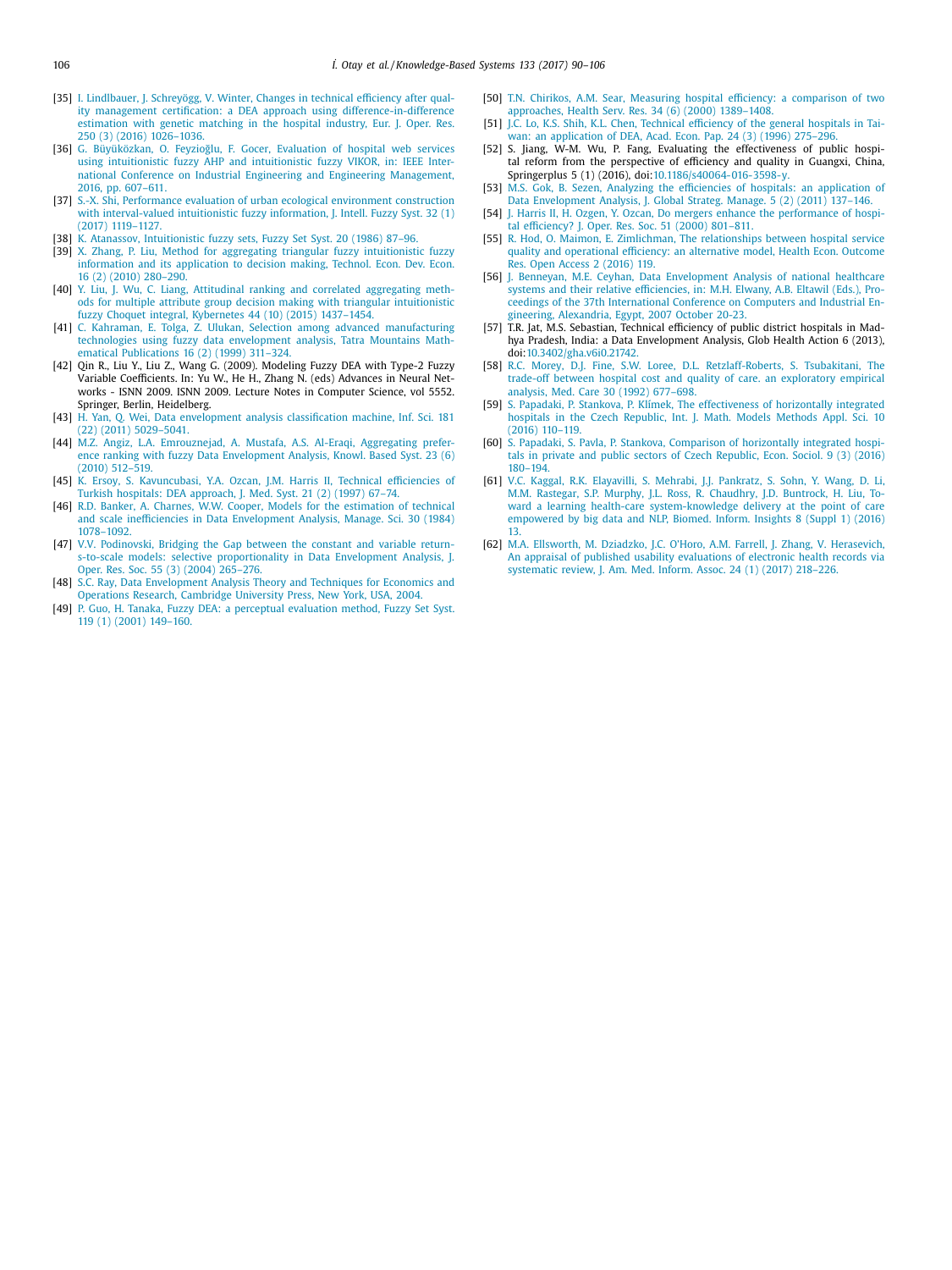[35] I. Lindlbauer, J. Schreyögg, V. Winter, Changes in technical efficiency after quality management certification: a DEA approach using difference-in-difference estimation with genetic matching in the hospital industry, Eur. J. Oper. Res. 250 (3) (2016) 1026–1036.

[36] G. Büyüközkan, O. Feyzioğlu, F. Gocer, Evaluation of hospital web services using intuitionistic fuzzy AHP and intuitionistic fuzzy VIKOR, in: IEEE International Conference on Industrial Engineering and Engineering Management, 2016, pp. 607–611.

[37] S.-X. Shi, Performance evaluation of urban ecological environment construction with interval-valued intuitionistic fuzzy information, J. Intell. Fuzzy Syst. 32 (1) (2017) 1119–1127.

[38] K. Atanassov, Intuitionistic fuzzy sets, Fuzzy Set Syst. 20 (1986) 87–96.

[39] X. Zhang, P. Liu, Method for aggregating triangular fuzzy intuitionistic fuzzy information and its application to decision making, Technol. Econ. Dev. Econ. 16 (2) (2010) 280–290.

[40] Y. Liu, J. Wu, C. Liang, Attitudinal ranking and correlated aggregating methods for multiple attribute group decision making with triangular intuitionistic fuzzy Choquet integral, Kybernetes 44 (10) (2015) 1437–1454.

[41] C. Kahraman, E. Tolga, Z. Ulukan, Selection among advanced manufacturing technologies using fuzzy data envelopment analysis, Tatra Mountains Mathematical Publications 16 (2) (1999) 311–324.

[42] Qin R., Liu Y., Liu Z., Wang G. (2009). Modeling Fuzzy DEA with Type-2 Fuzzy Variable Coefficients. In: Yu W., He H., Zhang N. (eds) Advances in Neural Networks - ISNN 2009. ISNN 2009. Lecture Notes in Computer Science, vol 5552. Springer, Berlin, Heidelberg.

[43] H. Yan, Q. Wei, Data envelopment analysis classification machine, Inf. Sci. 181 (22) (2011) 5029–5041.

[44] M.Z. Angiz, L.A. Emrouznejad, A. Mustafa, A.S. Al-Eraqi, Aggregating preference ranking with fuzzy Data Envelopment Analysis, Knowl. Based Syst. 23 (6) (2010) 512–519.

[45] K. Ersoy, S. Kavuncubasi, Y.A. Ozcan, J.M. Harris II, Technical efficiencies of Turkish hospitals: DEA approach, J. Med. Syst. 21 (2) (1997) 67–74.

[46] R.D. Banker, A. Charnes, W.W. Cooper, Models for the estimation of technical and scale inefficiencies in Data Envelopment Analysis, Manage. Sci. 30 (1984) 1078–1092.

[47] V.V. Podinovski, Bridging the Gap between the constant and variable returns-to-scale models: selective proportionality in Data Envelopment Analysis, J. Oper. Res. Soc. 55 (3) (2004) 265–276.

[48] S.C. Ray, Data Envelopment Analysis Theory and Techniques for Economics and Operations Research, Cambridge University Press, New York, USA, 2004.

[49] P. Guo, H. Tanaka, Fuzzy DEA: a perceptual evaluation method, Fuzzy Set Syst. 119 (1) (2001) 149–160.

[50] T.N. Chirikos, A.M. Sear, Measuring hospital efficiency: a comparison of two approaches, Health Serv. Res. 34 (6) (2000) 1389–1408.

[51] J.C. Lo, K.S. Shih, K.L. Chen, Technical efficiency of the general hospitals in Taiwan: an application of DEA, Acad. Econ. Pap. 24 (3) (1996) 275–296.

[52] S. Jiang, W-M. Wu, P. Fang, Evaluating the effectiveness of public hospital reform from the perspective of efficiency and quality in Guangxi, China, Springerplus 5 (1) (2016), doi:10.1186/s40064-016-3598-y.

[53] M.S. Gok, B. Sezen, Analyzing the efficiencies of hospitals: an application of Data Envelopment Analysis, J. Global Strateg. Manage. 5 (2) (2011) 137–146.

[54] J. Harris II, H. Ozgen, Y. Ozcan, Do mergers enhance the performance of hospital efficiency? J. Oper. Res. Soc. 51 (2000) 801–811.

[55] R. Hod, O. Maimon, E. Zimlichman, The relationships between hospital service quality and operational efficiency: an alternative model, Health Econ. Outcome Res. Open Access 2 (2016) 119.

[56] J. Benneyan, M.E. Ceyhan, Data Envelopment Analysis of national healthcare systems and their relative efficiencies, in: M.H. Elwany, A.B. Eltawil (Eds.), Proceedings of the 37th International Conference on Computers and Industrial Engineering, Alexandria, Egypt, 2007 October 20-23.

[57] T.R. Jat, M.S. Sebastian, Technical efficiency of public district hospitals in Madhya Pradesh, India: a Data Envelopment Analysis, Glob Health Action 6 (2013), doi:10.3402/gha.v6i0.21742.

[58] R.C. Morey, D.J. Fine, S.W. Loree, D.L. Retzlaff-Roberts, S. Tsubakitani, The trade-off between hospital cost and quality of care. an exploratory empirical analysis, Med. Care 30 (1992) 677–698.

[59] S. Papadaki, P. Stankova, P. Klímek, The effectiveness of horizontally integrated hospitals in the Czech Republic, Int. J. Math. Models Methods Appl. Sci. 10 (2016) 110–119.

[60] S. Papadaki, S. Pavla, P. Stankova, Comparison of horizontally integrated hospitals in private and public sectors of Czech Republic, Econ. Sociol. 9 (3) (2016) 180–194.

[61] V.C. Kaggal, R.K. Elayavilli, S. Mehrabi, J.J. Pankratz, S. Sohn, Y. Wang, D. Li, M.M. Rastegar, S.P. Murphy, J.L. Ross, R. Chaudhry, J.D. Buntrock, H. Liu, Toward a learning health-care system-knowledge delivery at the point of care empowered by big data and NLP, Biomed. Inform. Insights 8 (Suppl 1) (2016) 13.

[62] M.A. Ellsworth, M. Dziadzko, J.C. O'Horo, A.M. Farrell, J. Zhang, V. Herasevich, An appraisal of published usability evaluations of electronic health records via systematic review, J. Am. Med. Inform. Assoc. 24 (1) (2017) 218–226.